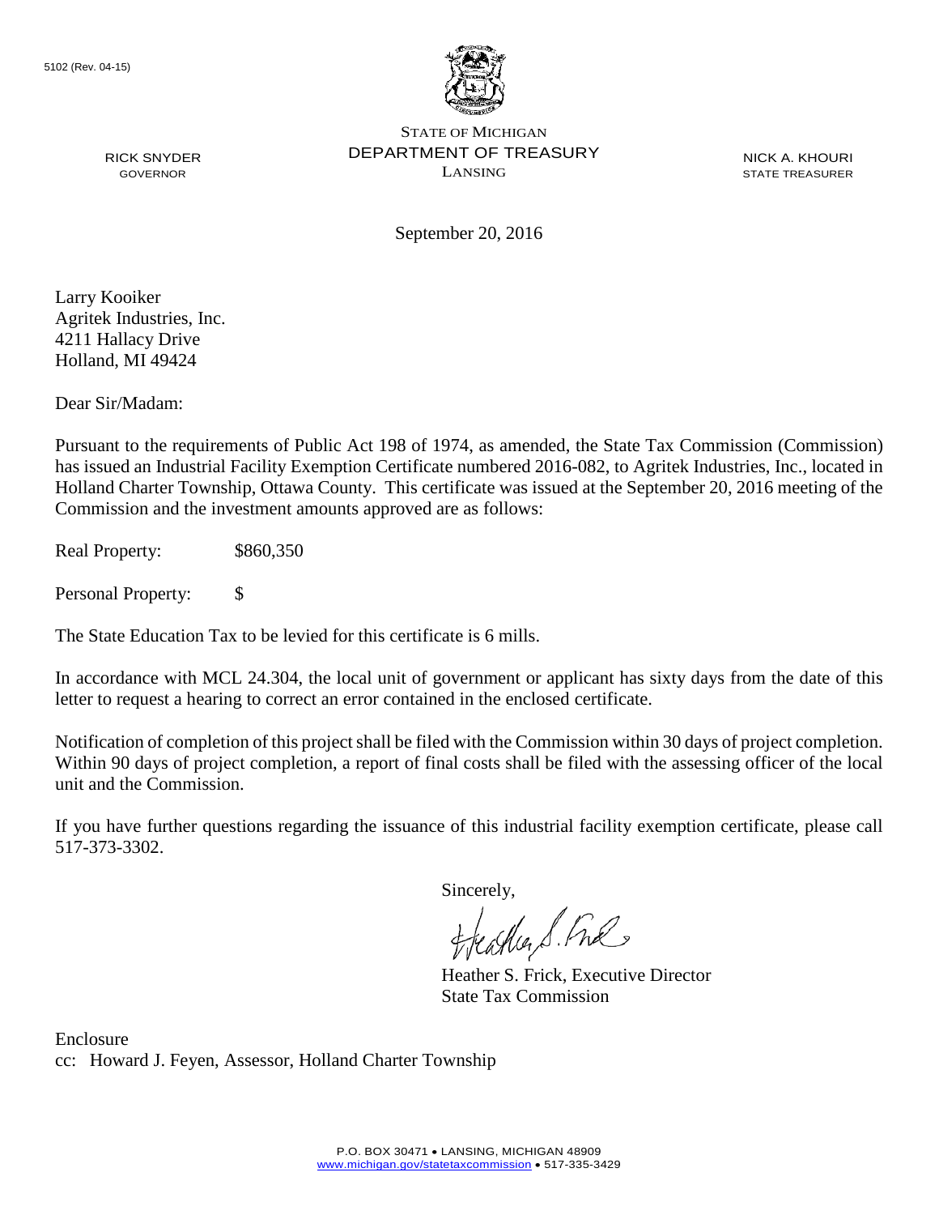5102 (Rev. 04-15)

STATE OF MICHIGAN
DEPARTMENT OF TREASURY
LANSING

RICK SNYDER
GOVERNOR

NICK A. KHOURI
STATE TREASURER

September 20, 2016

Larry Kooiker
Agritek Industries, Inc.
4211 Hallacy Drive
Holland, MI 49424

Dear Sir/Madam:

Pursuant to the requirements of Public Act 198 of 1974, as amended, the State Tax Commission (Commission) has issued an Industrial Facility Exemption Certificate numbered 2016-082, to Agritek Industries, Inc., located in Holland Charter Township, Ottawa County. This certificate was issued at the September 20, 2016 meeting of the Commission and the investment amounts approved are as follows:

Real Property: $860,350

Personal Property: $

The State Education Tax to be levied for this certificate is 6 mills.

In accordance with MCL 24.304, the local unit of government or applicant has sixty days from the date of this letter to request a hearing to correct an error contained in the enclosed certificate.

Notification of completion of this project shall be filed with the Commission within 30 days of project completion. Within 90 days of project completion, a report of final costs shall be filed with the assessing officer of the local unit and the Commission.

If you have further questions regarding the issuance of this industrial facility exemption certificate, please call 517-373-3302.

Sincerely,

Heather S. Frick, Executive Director
State Tax Commission

Enclosure
cc: Howard J. Feyen, Assessor, Holland Charter Township

P.O. BOX 30471 • LANSING, MICHIGAN 48909
www.michigan.gov/statetaxcommission • 517-335-3429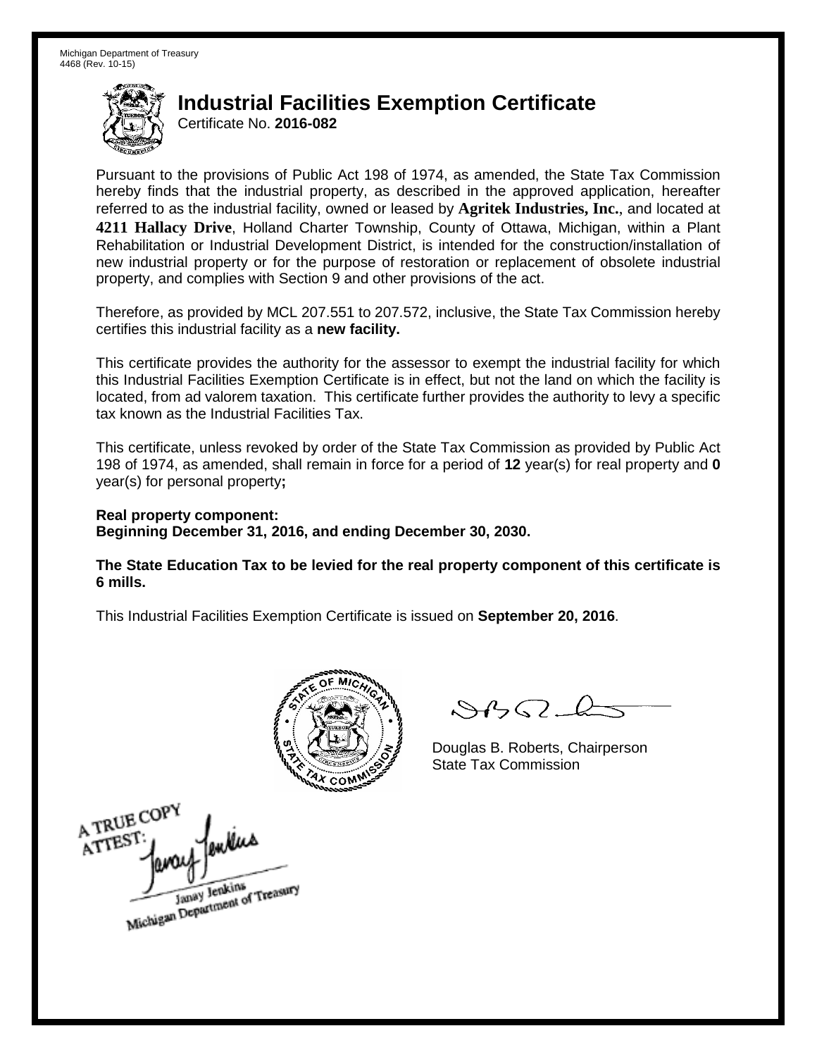Michigan Department of Treasury
4468 (Rev. 10-15)

# Industrial Facilities Exemption Certificate

Certificate No. **2016-082**

Pursuant to the provisions of Public Act 198 of 1974, as amended, the State Tax Commission hereby finds that the industrial property, as described in the approved application, hereafter referred to as the industrial facility, owned or leased by **Agritek Industries, Inc.**, and located at **4211 Hallacy Drive**, Holland Charter Township, County of Ottawa, Michigan, within a Plant Rehabilitation or Industrial Development District, is intended for the construction/installation of new industrial property or for the purpose of restoration or replacement of obsolete industrial property, and complies with Section 9 and other provisions of the act.

Therefore, as provided by MCL 207.551 to 207.572, inclusive, the State Tax Commission hereby certifies this industrial facility as a **new facility.**

This certificate provides the authority for the assessor to exempt the industrial facility for which this Industrial Facilities Exemption Certificate is in effect, but not the land on which the facility is located, from ad valorem taxation. This certificate further provides the authority to levy a specific tax known as the Industrial Facilities Tax.

This certificate, unless revoked by order of the State Tax Commission as provided by Public Act 198 of 1974, as amended, shall remain in force for a period of **12** year(s) for real property and **0** year(s) for personal property**;**

**Real property component:**
**Beginning December 31, 2016, and ending December 30, 2030.**

**The State Education Tax to be levied for the real property component of this certificate is 6 mills.**

This Industrial Facilities Exemption Certificate is issued on **September 20, 2016**.

Douglas B. Roberts, Chairperson
State Tax Commission

A TRUE COPY
ATTEST:
Janay Jenkins
Michigan Department of Treasury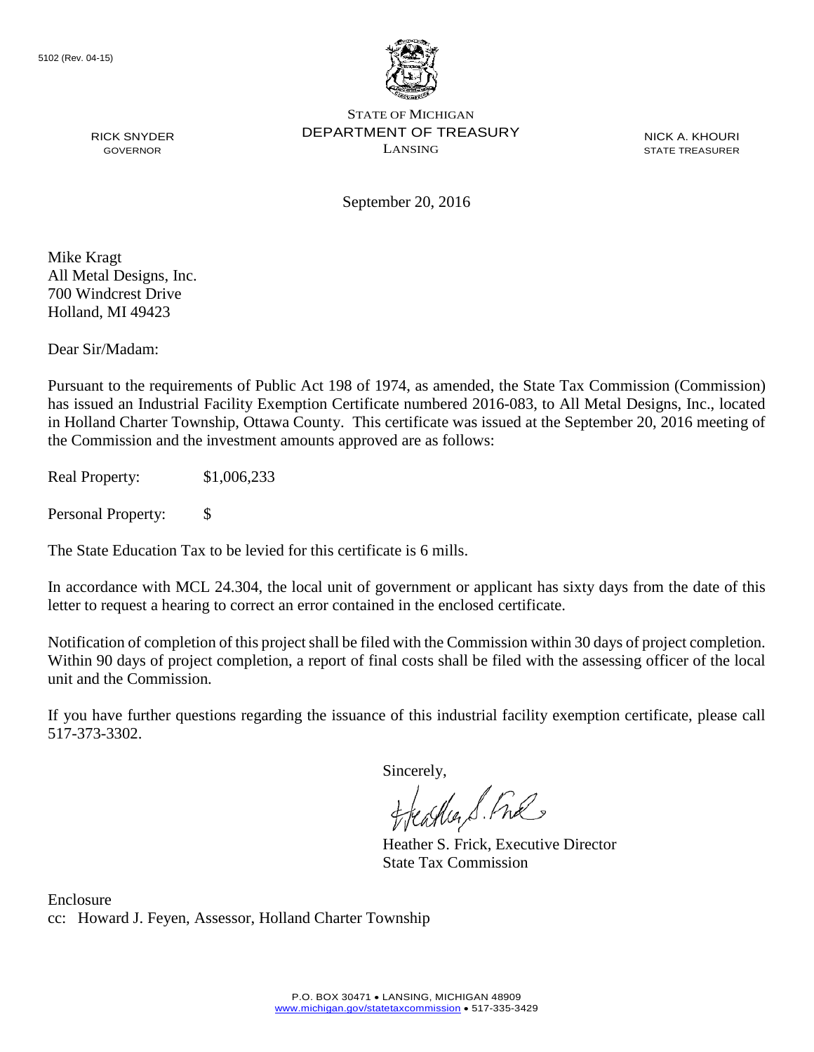5102 (Rev. 04-15)

STATE OF MICHIGAN
DEPARTMENT OF TREASURY
LANSING

RICK SNYDER
GOVERNOR

NICK A. KHOURI
STATE TREASURER

September 20, 2016

Mike Kragt
All Metal Designs, Inc.
700 Windcrest Drive
Holland, MI 49423

Dear Sir/Madam:

Pursuant to the requirements of Public Act 198 of 1974, as amended, the State Tax Commission (Commission) has issued an Industrial Facility Exemption Certificate numbered 2016-083, to All Metal Designs, Inc., located in Holland Charter Township, Ottawa County. This certificate was issued at the September 20, 2016 meeting of the Commission and the investment amounts approved are as follows:

Real Property: $1,006,233

Personal Property: $

The State Education Tax to be levied for this certificate is 6 mills.

In accordance with MCL 24.304, the local unit of government or applicant has sixty days from the date of this letter to request a hearing to correct an error contained in the enclosed certificate.

Notification of completion of this project shall be filed with the Commission within 30 days of project completion. Within 90 days of project completion, a report of final costs shall be filed with the assessing officer of the local unit and the Commission.

If you have further questions regarding the issuance of this industrial facility exemption certificate, please call 517-373-3302.

Sincerely,

Heather S. Frick, Executive Director
State Tax Commission

Enclosure
cc: Howard J. Feyen, Assessor, Holland Charter Township

P.O. BOX 30471 • LANSING, MICHIGAN 48909
www.michigan.gov/statetaxcommission • 517-335-3429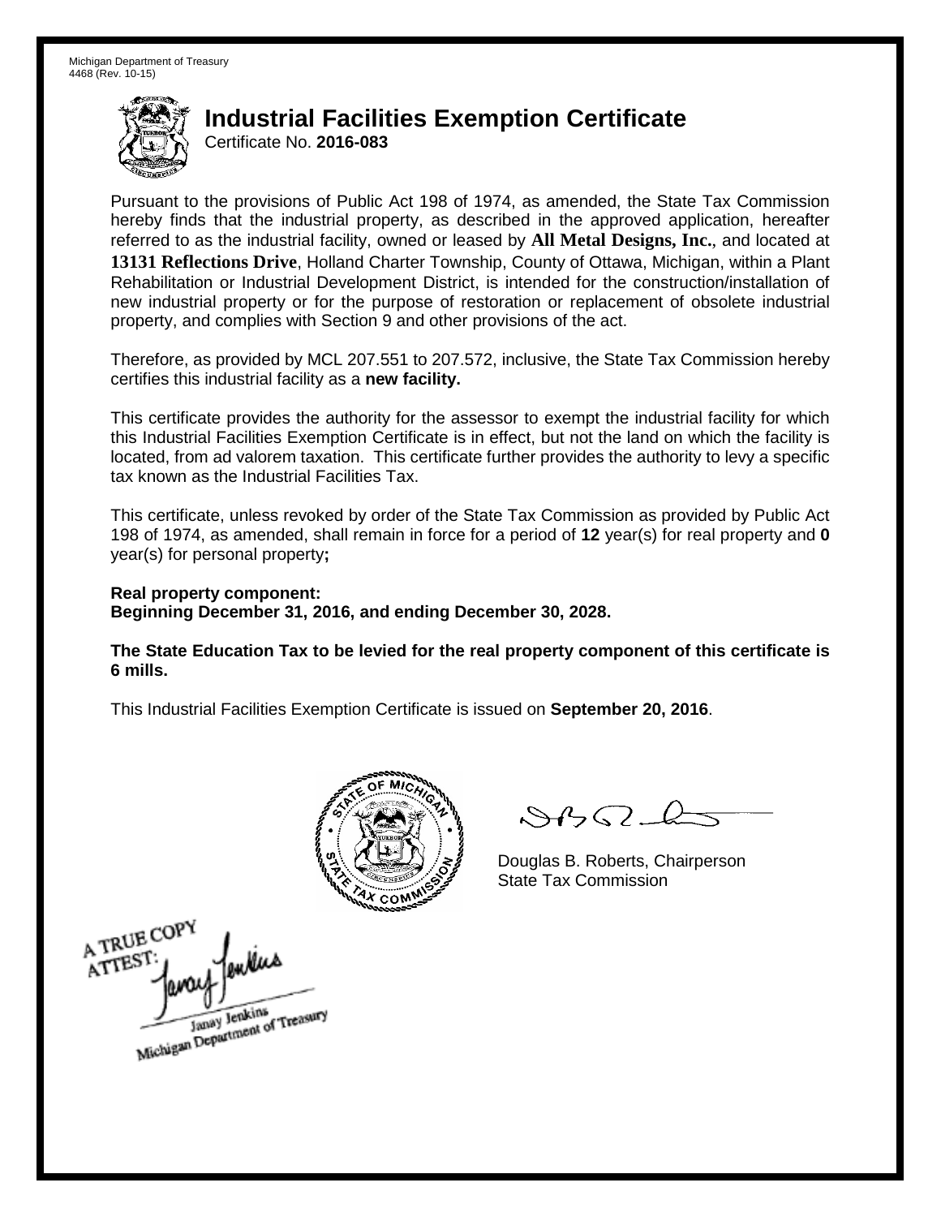Michigan Department of Treasury
4468 (Rev. 10-15)

# Industrial Facilities Exemption Certificate

Certificate No. **2016-083**

Pursuant to the provisions of Public Act 198 of 1974, as amended, the State Tax Commission hereby finds that the industrial property, as described in the approved application, hereafter referred to as the industrial facility, owned or leased by **All Metal Designs, Inc.**, and located at **13131 Reflections Drive**, Holland Charter Township, County of Ottawa, Michigan, within a Plant Rehabilitation or Industrial Development District, is intended for the construction/installation of new industrial property or for the purpose of restoration or replacement of obsolete industrial property, and complies with Section 9 and other provisions of the act.

Therefore, as provided by MCL 207.551 to 207.572, inclusive, the State Tax Commission hereby certifies this industrial facility as a **new facility.**

This certificate provides the authority for the assessor to exempt the industrial facility for which this Industrial Facilities Exemption Certificate is in effect, but not the land on which the facility is located, from ad valorem taxation. This certificate further provides the authority to levy a specific tax known as the Industrial Facilities Tax.

This certificate, unless revoked by order of the State Tax Commission as provided by Public Act 198 of 1974, as amended, shall remain in force for a period of **12** year(s) for real property and **0** year(s) for personal property**;**

**Real property component:**
**Beginning December 31, 2016, and ending December 30, 2028.**

**The State Education Tax to be levied for the real property component of this certificate is 6 mills.**

This Industrial Facilities Exemption Certificate is issued on **September 20, 2016**.

Douglas B. Roberts, Chairperson
State Tax Commission

A TRUE COPY
ATTEST:
Janay Jenkins
Michigan Department of Treasury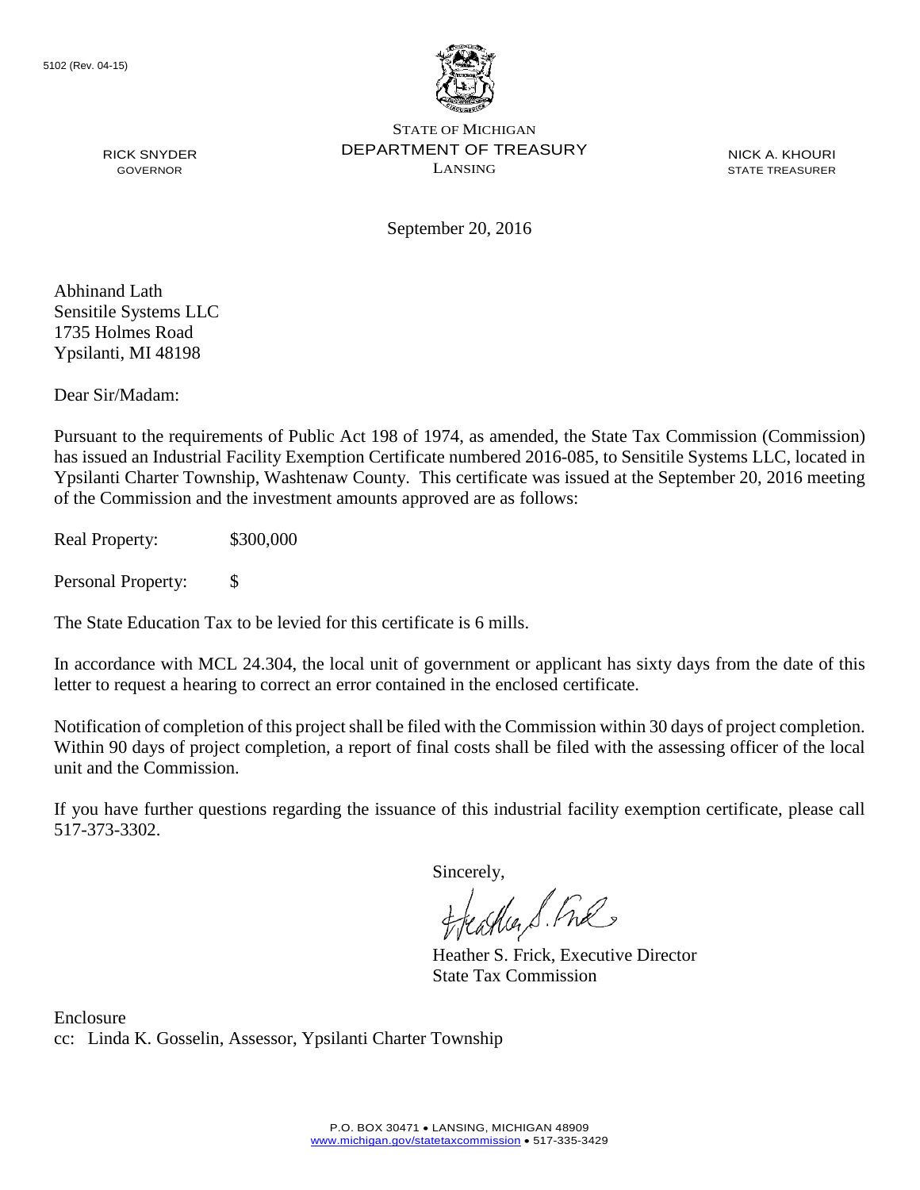5102 (Rev. 04-15)

STATE OF MICHIGAN
DEPARTMENT OF TREASURY
LANSING

RICK SNYDER
GOVERNOR

NICK A. KHOURI
STATE TREASURER

September 20, 2016

Abhinand Lath
Sensitile Systems LLC
1735 Holmes Road
Ypsilanti, MI 48198

Dear Sir/Madam:

Pursuant to the requirements of Public Act 198 of 1974, as amended, the State Tax Commission (Commission) has issued an Industrial Facility Exemption Certificate numbered 2016-085, to Sensitile Systems LLC, located in Ypsilanti Charter Township, Washtenaw County. This certificate was issued at the September 20, 2016 meeting of the Commission and the investment amounts approved are as follows:

Real Property: $300,000

Personal Property: $

The State Education Tax to be levied for this certificate is 6 mills.

In accordance with MCL 24.304, the local unit of government or applicant has sixty days from the date of this letter to request a hearing to correct an error contained in the enclosed certificate.

Notification of completion of this project shall be filed with the Commission within 30 days of project completion. Within 90 days of project completion, a report of final costs shall be filed with the assessing officer of the local unit and the Commission.

If you have further questions regarding the issuance of this industrial facility exemption certificate, please call 517-373-3302.

Sincerely,

Heather S. Frick, Executive Director
State Tax Commission

Enclosure
cc: Linda K. Gosselin, Assessor, Ypsilanti Charter Township

P.O. BOX 30471 • LANSING, MICHIGAN 48909
www.michigan.gov/statetaxcommission • 517-335-3429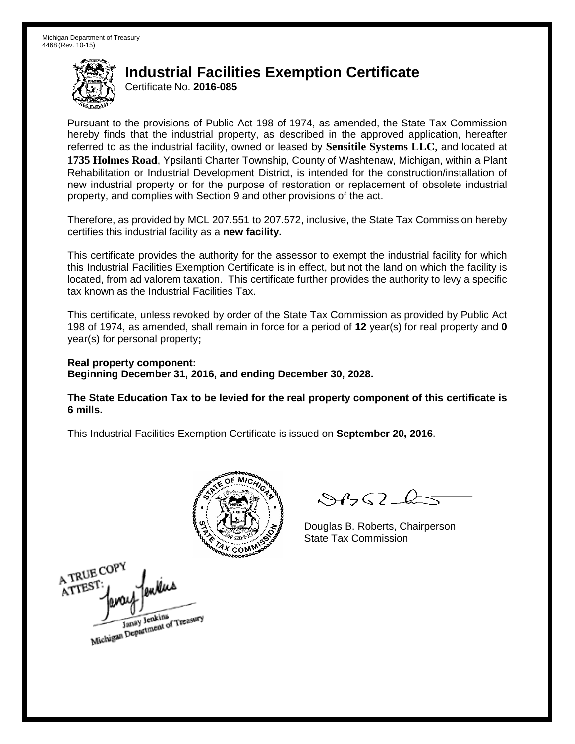Michigan Department of Treasury
4468 (Rev. 10-15)

# Industrial Facilities Exemption Certificate

Certificate No. **2016-085**

Pursuant to the provisions of Public Act 198 of 1974, as amended, the State Tax Commission hereby finds that the industrial property, as described in the approved application, hereafter referred to as the industrial facility, owned or leased by **Sensitile Systems LLC**, and located at **1735 Holmes Road**, Ypsilanti Charter Township, County of Washtenaw, Michigan, within a Plant Rehabilitation or Industrial Development District, is intended for the construction/installation of new industrial property or for the purpose of restoration or replacement of obsolete industrial property, and complies with Section 9 and other provisions of the act.

Therefore, as provided by MCL 207.551 to 207.572, inclusive, the State Tax Commission hereby certifies this industrial facility as a **new facility.**

This certificate provides the authority for the assessor to exempt the industrial facility for which this Industrial Facilities Exemption Certificate is in effect, but not the land on which the facility is located, from ad valorem taxation. This certificate further provides the authority to levy a specific tax known as the Industrial Facilities Tax.

This certificate, unless revoked by order of the State Tax Commission as provided by Public Act 198 of 1974, as amended, shall remain in force for a period of **12** year(s) for real property and **0** year(s) for personal property**;**

**Real property component:**
**Beginning December 31, 2016, and ending December 30, 2028.**

**The State Education Tax to be levied for the real property component of this certificate is 6 mills.**

This Industrial Facilities Exemption Certificate is issued on **September 20, 2016**.

Douglas B. Roberts, Chairperson
State Tax Commission

A TRUE COPY
ATTEST:
Janay Jenkins
Michigan Department of Treasury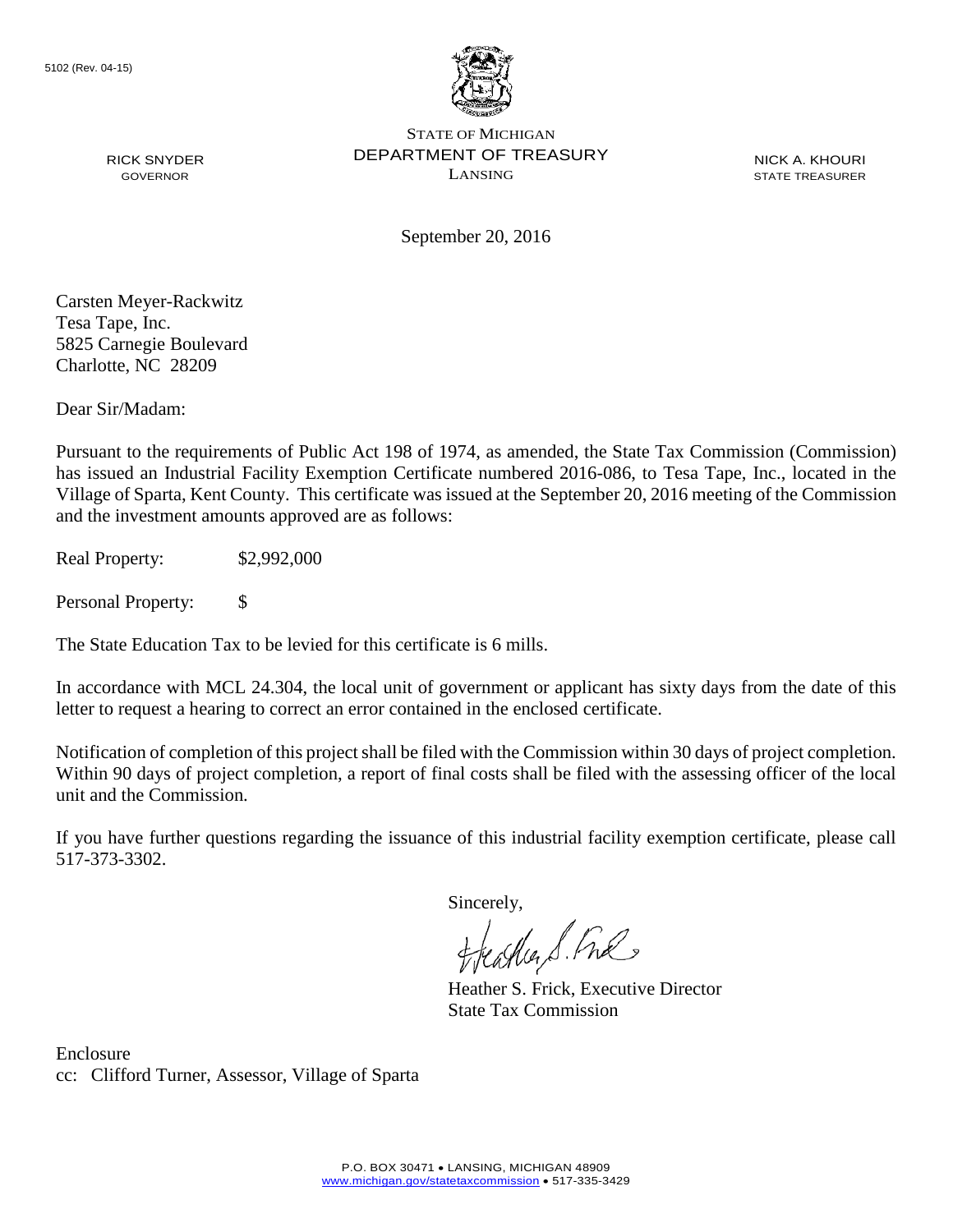5102 (Rev. 04-15)

STATE OF MICHIGAN
DEPARTMENT OF TREASURY
LANSING

RICK SNYDER
GOVERNOR

NICK A. KHOURI
STATE TREASURER

September 20, 2016

Carsten Meyer-Rackwitz
Tesa Tape, Inc.
5825 Carnegie Boulevard
Charlotte, NC 28209

Dear Sir/Madam:

Pursuant to the requirements of Public Act 198 of 1974, as amended, the State Tax Commission (Commission) has issued an Industrial Facility Exemption Certificate numbered 2016-086, to Tesa Tape, Inc., located in the Village of Sparta, Kent County. This certificate was issued at the September 20, 2016 meeting of the Commission and the investment amounts approved are as follows:

Real Property: $2,992,000

Personal Property: $

The State Education Tax to be levied for this certificate is 6 mills.

In accordance with MCL 24.304, the local unit of government or applicant has sixty days from the date of this letter to request a hearing to correct an error contained in the enclosed certificate.

Notification of completion of this project shall be filed with the Commission within 30 days of project completion. Within 90 days of project completion, a report of final costs shall be filed with the assessing officer of the local unit and the Commission.

If you have further questions regarding the issuance of this industrial facility exemption certificate, please call 517-373-3302.

Sincerely,

Heather S. Frick, Executive Director
State Tax Commission

Enclosure
cc: Clifford Turner, Assessor, Village of Sparta

P.O. BOX 30471 • LANSING, MICHIGAN 48909
www.michigan.gov/statetaxcommission • 517-335-3429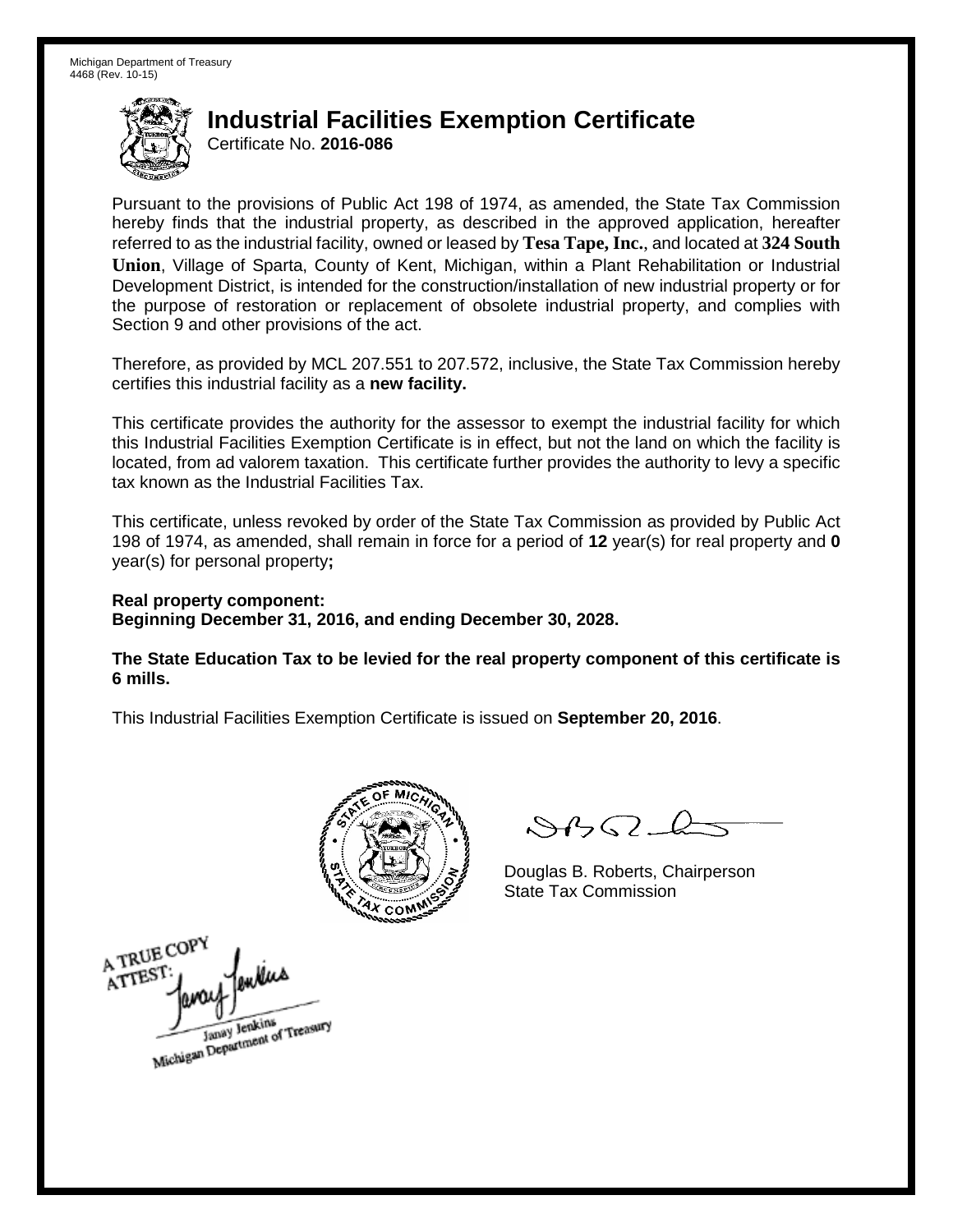Michigan Department of Treasury
4468 (Rev. 10-15)

# Industrial Facilities Exemption Certificate

Certificate No. **2016-086**

Pursuant to the provisions of Public Act 198 of 1974, as amended, the State Tax Commission hereby finds that the industrial property, as described in the approved application, hereafter referred to as the industrial facility, owned or leased by **Tesa Tape, Inc.**, and located at **324 South Union**, Village of Sparta, County of Kent, Michigan, within a Plant Rehabilitation or Industrial Development District, is intended for the construction/installation of new industrial property or for the purpose of restoration or replacement of obsolete industrial property, and complies with Section 9 and other provisions of the act.

Therefore, as provided by MCL 207.551 to 207.572, inclusive, the State Tax Commission hereby certifies this industrial facility as a **new facility.**

This certificate provides the authority for the assessor to exempt the industrial facility for which this Industrial Facilities Exemption Certificate is in effect, but not the land on which the facility is located, from ad valorem taxation. This certificate further provides the authority to levy a specific tax known as the Industrial Facilities Tax.

This certificate, unless revoked by order of the State Tax Commission as provided by Public Act 198 of 1974, as amended, shall remain in force for a period of **12** year(s) for real property and **0** year(s) for personal property**;**

**Real property component:**
**Beginning December 31, 2016, and ending December 30, 2028.**

**The State Education Tax to be levied for the real property component of this certificate is 6 mills.**

This Industrial Facilities Exemption Certificate is issued on **September 20, 2016**.

Douglas B. Roberts, Chairperson
State Tax Commission

A TRUE COPY
ATTEST:
Janay Jenkins
Michigan Department of Treasury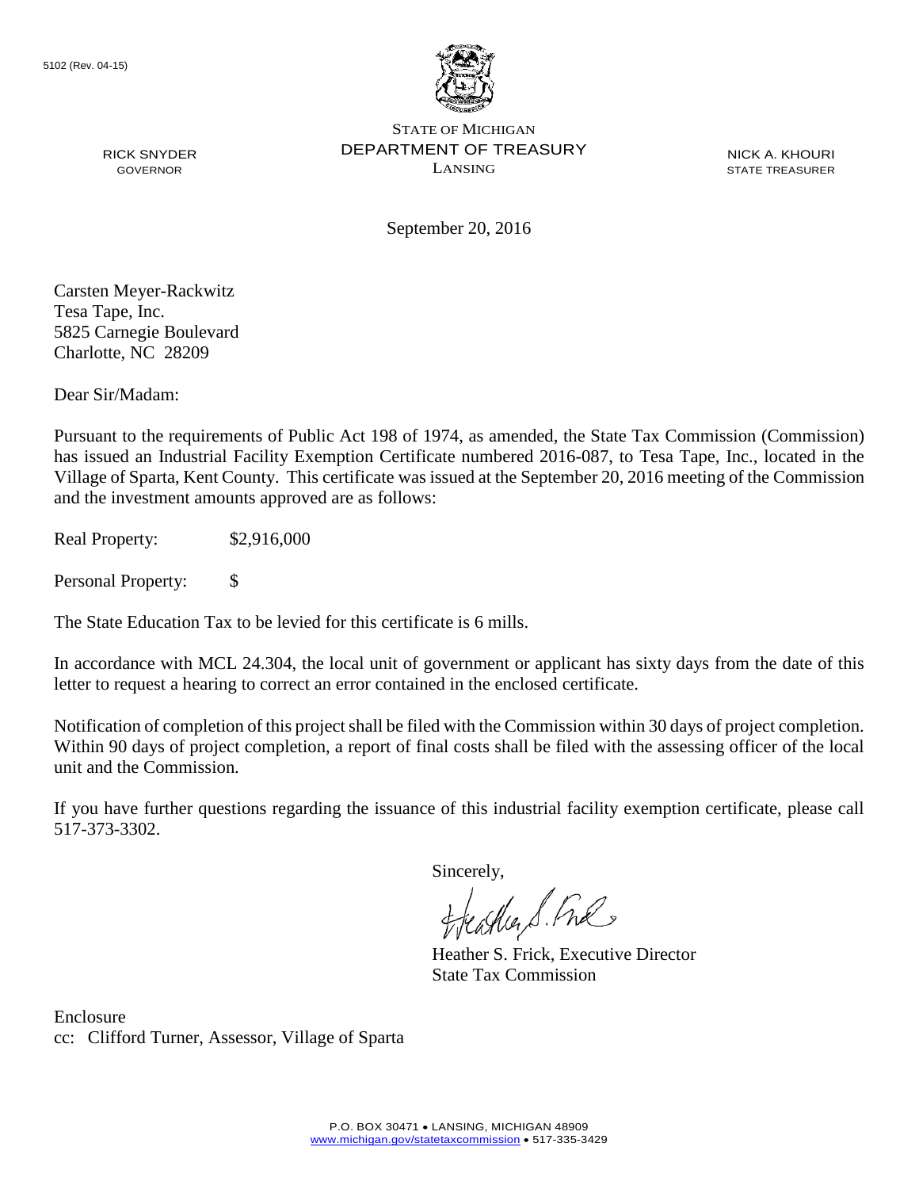5102 (Rev. 04-15)

RICK SNYDER
GOVERNOR

STATE OF MICHIGAN
DEPARTMENT OF TREASURY
LANSING

NICK A. KHOURI
STATE TREASURER

September 20, 2016

Carsten Meyer-Rackwitz
Tesa Tape, Inc.
5825 Carnegie Boulevard
Charlotte, NC 28209

Dear Sir/Madam:

Pursuant to the requirements of Public Act 198 of 1974, as amended, the State Tax Commission (Commission) has issued an Industrial Facility Exemption Certificate numbered 2016-087, to Tesa Tape, Inc., located in the Village of Sparta, Kent County. This certificate was issued at the September 20, 2016 meeting of the Commission and the investment amounts approved are as follows:

Real Property: $2,916,000

Personal Property: $

The State Education Tax to be levied for this certificate is 6 mills.

In accordance with MCL 24.304, the local unit of government or applicant has sixty days from the date of this letter to request a hearing to correct an error contained in the enclosed certificate.

Notification of completion of this project shall be filed with the Commission within 30 days of project completion. Within 90 days of project completion, a report of final costs shall be filed with the assessing officer of the local unit and the Commission.

If you have further questions regarding the issuance of this industrial facility exemption certificate, please call 517-373-3302.

Sincerely,

Heather S. Frick, Executive Director
State Tax Commission

Enclosure
cc: Clifford Turner, Assessor, Village of Sparta

P.O. BOX 30471 • LANSING, MICHIGAN 48909
www.michigan.gov/statetaxcommission • 517-335-3429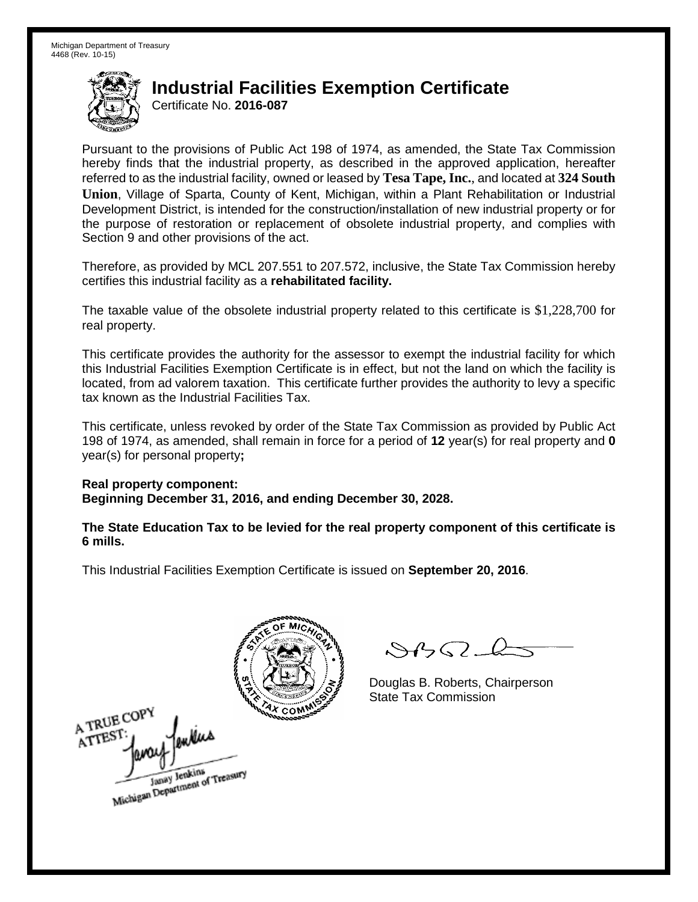Michigan Department of Treasury
4468 (Rev. 10-15)

# Industrial Facilities Exemption Certificate

Certificate No. **2016-087**

Pursuant to the provisions of Public Act 198 of 1974, as amended, the State Tax Commission hereby finds that the industrial property, as described in the approved application, hereafter referred to as the industrial facility, owned or leased by **Tesa Tape, Inc.**, and located at **324 South Union**, Village of Sparta, County of Kent, Michigan, within a Plant Rehabilitation or Industrial Development District, is intended for the construction/installation of new industrial property or for the purpose of restoration or replacement of obsolete industrial property, and complies with Section 9 and other provisions of the act.

Therefore, as provided by MCL 207.551 to 207.572, inclusive, the State Tax Commission hereby certifies this industrial facility as a **rehabilitated facility.**

The taxable value of the obsolete industrial property related to this certificate is $1,228,700 for real property.

This certificate provides the authority for the assessor to exempt the industrial facility for which this Industrial Facilities Exemption Certificate is in effect, but not the land on which the facility is located, from ad valorem taxation. This certificate further provides the authority to levy a specific tax known as the Industrial Facilities Tax.

This certificate, unless revoked by order of the State Tax Commission as provided by Public Act 198 of 1974, as amended, shall remain in force for a period of **12** year(s) for real property and **0** year(s) for personal property**;**

**Real property component:**
**Beginning December 31, 2016, and ending December 30, 2028.**

**The State Education Tax to be levied for the real property component of this certificate is 6 mills.**

This Industrial Facilities Exemption Certificate is issued on **September 20, 2016**.

Douglas B. Roberts, Chairperson
State Tax Commission

A TRUE COPY
ATTEST:
Janay Jenkins
Michigan Department of Treasury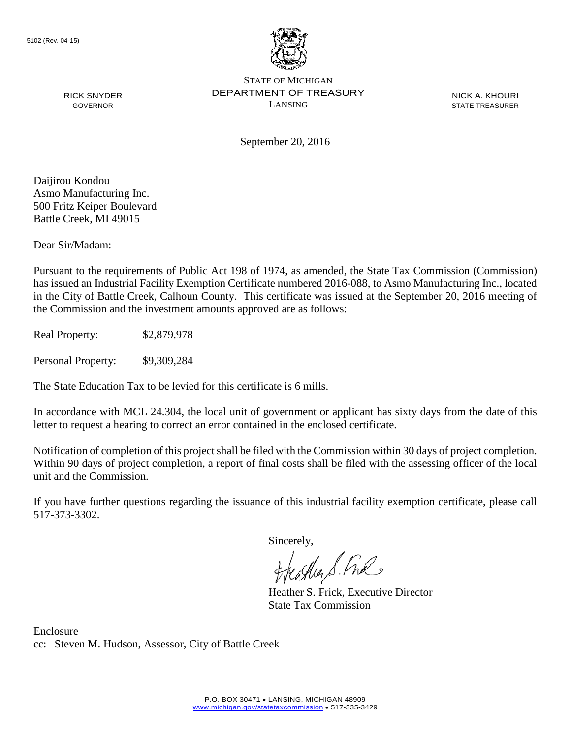5102 (Rev. 04-15)

STATE OF MICHIGAN
DEPARTMENT OF TREASURY
LANSING

RICK SNYDER
GOVERNOR

NICK A. KHOURI
STATE TREASURER

September 20, 2016

Daijirou Kondou
Asmo Manufacturing Inc.
500 Fritz Keiper Boulevard
Battle Creek, MI 49015

Dear Sir/Madam:

Pursuant to the requirements of Public Act 198 of 1974, as amended, the State Tax Commission (Commission) has issued an Industrial Facility Exemption Certificate numbered 2016-088, to Asmo Manufacturing Inc., located in the City of Battle Creek, Calhoun County. This certificate was issued at the September 20, 2016 meeting of the Commission and the investment amounts approved are as follows:

Real Property: $2,879,978

Personal Property: $9,309,284

The State Education Tax to be levied for this certificate is 6 mills.

In accordance with MCL 24.304, the local unit of government or applicant has sixty days from the date of this letter to request a hearing to correct an error contained in the enclosed certificate.

Notification of completion of this project shall be filed with the Commission within 30 days of project completion. Within 90 days of project completion, a report of final costs shall be filed with the assessing officer of the local unit and the Commission.

If you have further questions regarding the issuance of this industrial facility exemption certificate, please call 517-373-3302.

Sincerely,

Heather S. Frick, Executive Director
State Tax Commission

Enclosure
cc: Steven M. Hudson, Assessor, City of Battle Creek

P.O. BOX 30471 • LANSING, MICHIGAN 48909
www.michigan.gov/statetaxcommission • 517-335-3429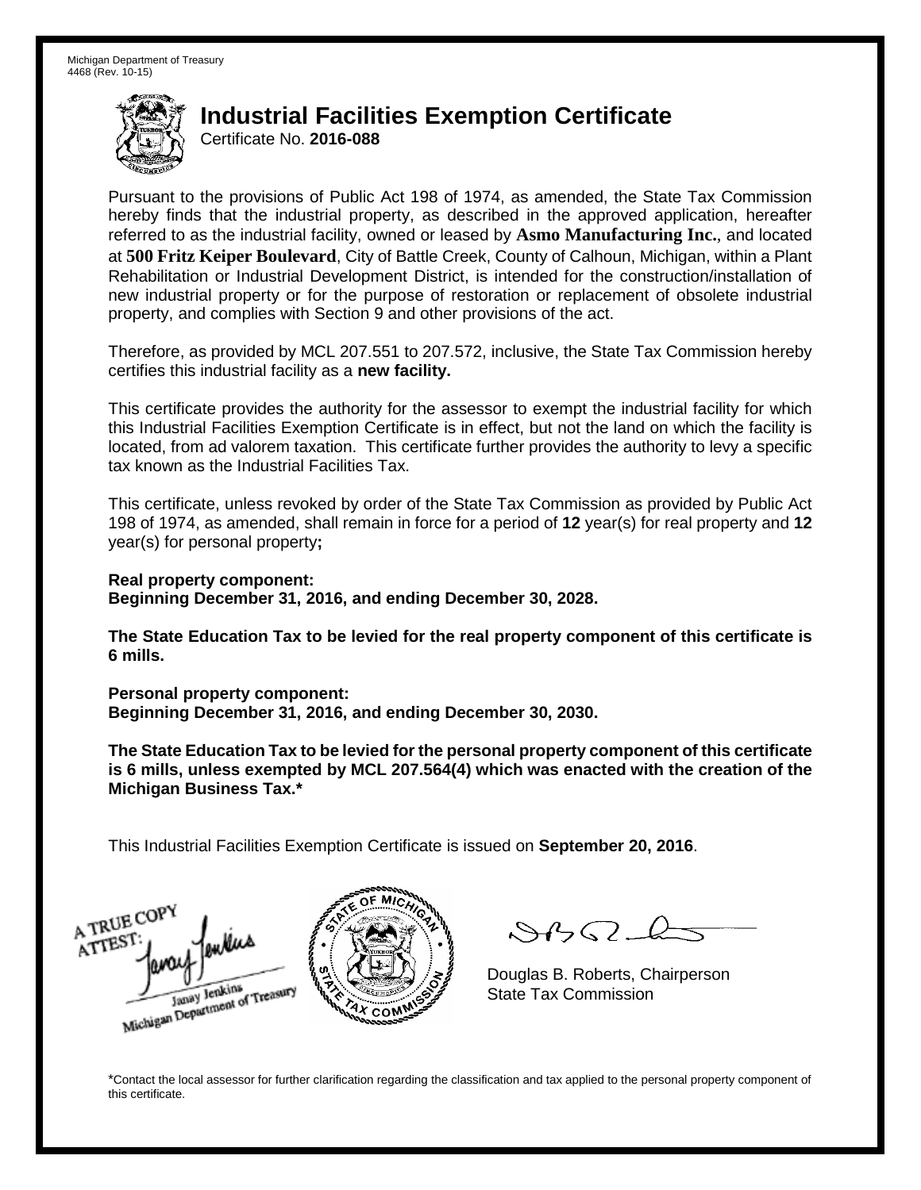Michigan Department of Treasury
4468 (Rev. 10-15)

# Industrial Facilities Exemption Certificate

Certificate No. **2016-088**

Pursuant to the provisions of Public Act 198 of 1974, as amended, the State Tax Commission hereby finds that the industrial property, as described in the approved application, hereafter referred to as the industrial facility, owned or leased by **Asmo Manufacturing Inc.**, and located at **500 Fritz Keiper Boulevard**, City of Battle Creek, County of Calhoun, Michigan, within a Plant Rehabilitation or Industrial Development District, is intended for the construction/installation of new industrial property or for the purpose of restoration or replacement of obsolete industrial property, and complies with Section 9 and other provisions of the act.

Therefore, as provided by MCL 207.551 to 207.572, inclusive, the State Tax Commission hereby certifies this industrial facility as a **new facility.**

This certificate provides the authority for the assessor to exempt the industrial facility for which this Industrial Facilities Exemption Certificate is in effect, but not the land on which the facility is located, from ad valorem taxation. This certificate further provides the authority to levy a specific tax known as the Industrial Facilities Tax.

This certificate, unless revoked by order of the State Tax Commission as provided by Public Act 198 of 1974, as amended, shall remain in force for a period of **12** year(s) for real property and **12** year(s) for personal property**;**

**Real property component:**
**Beginning December 31, 2016, and ending December 30, 2028.**

**The State Education Tax to be levied for the real property component of this certificate is 6 mills.**

**Personal property component:**
**Beginning December 31, 2016, and ending December 30, 2030.**

**The State Education Tax to be levied for the personal property component of this certificate is 6 mills, unless exempted by MCL 207.564(4) which was enacted with the creation of the Michigan Business Tax.***

This Industrial Facilities Exemption Certificate is issued on **September 20, 2016**.

A TRUE COPY
ATTEST:
Janay Jenkins
Michigan Department of Treasury

Douglas B. Roberts, Chairperson
State Tax Commission

*Contact the local assessor for further clarification regarding the classification and tax applied to the personal property component of this certificate.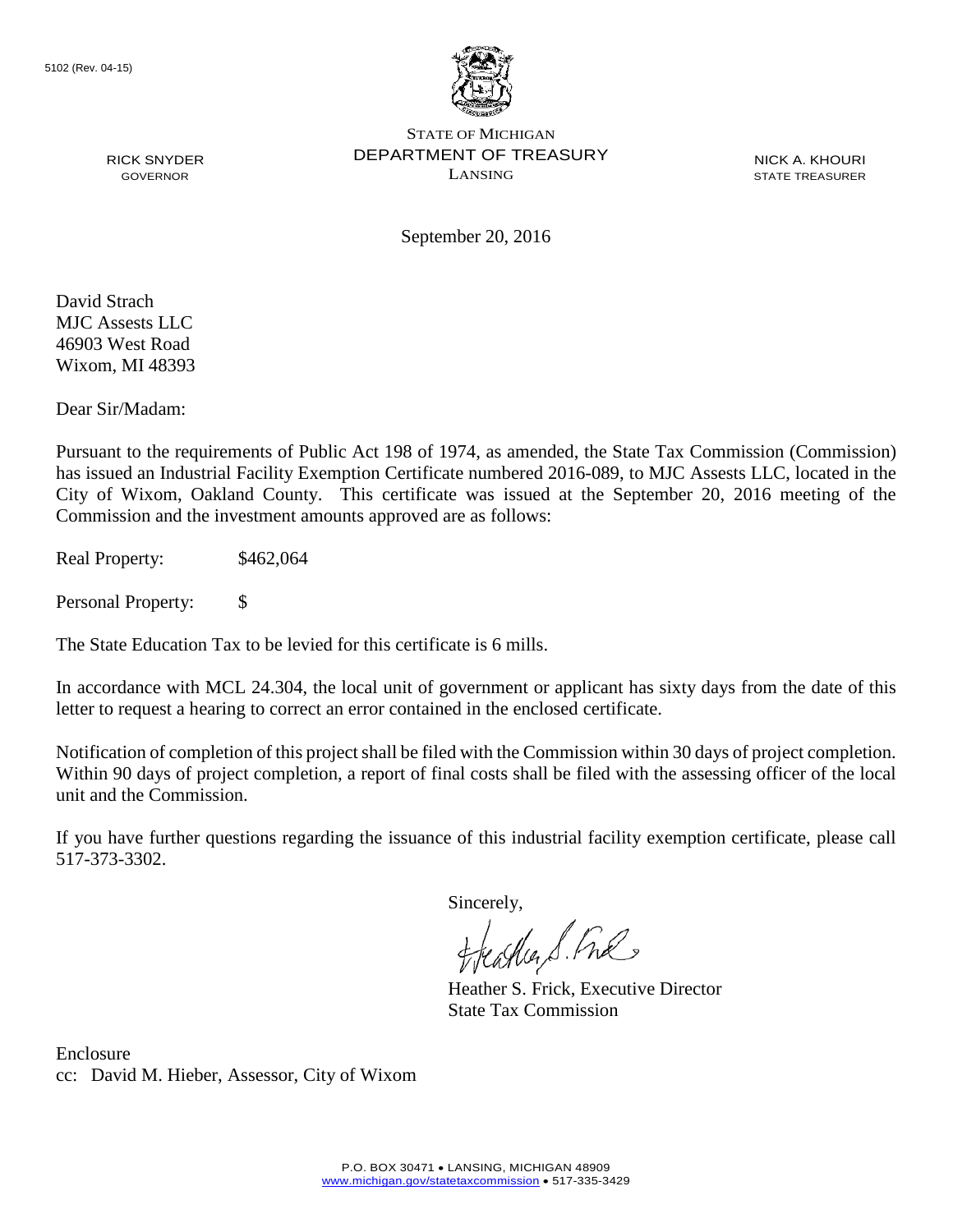5102 (Rev. 04-15)

STATE OF MICHIGAN
DEPARTMENT OF TREASURY
LANSING

RICK SNYDER
GOVERNOR

NICK A. KHOURI
STATE TREASURER

September 20, 2016

David Strach
MJC Assests LLC
46903 West Road
Wixom, MI 48393

Dear Sir/Madam:

Pursuant to the requirements of Public Act 198 of 1974, as amended, the State Tax Commission (Commission) has issued an Industrial Facility Exemption Certificate numbered 2016-089, to MJC Assests LLC, located in the City of Wixom, Oakland County. This certificate was issued at the September 20, 2016 meeting of the Commission and the investment amounts approved are as follows:

Real Property: $462,064

Personal Property: $

The State Education Tax to be levied for this certificate is 6 mills.

In accordance with MCL 24.304, the local unit of government or applicant has sixty days from the date of this letter to request a hearing to correct an error contained in the enclosed certificate.

Notification of completion of this project shall be filed with the Commission within 30 days of project completion. Within 90 days of project completion, a report of final costs shall be filed with the assessing officer of the local unit and the Commission.

If you have further questions regarding the issuance of this industrial facility exemption certificate, please call 517-373-3302.

Sincerely,

Heather S. Frick, Executive Director
State Tax Commission

Enclosure
cc: David M. Hieber, Assessor, City of Wixom

P.O. BOX 30471 • LANSING, MICHIGAN 48909
www.michigan.gov/statetaxcommission • 517-335-3429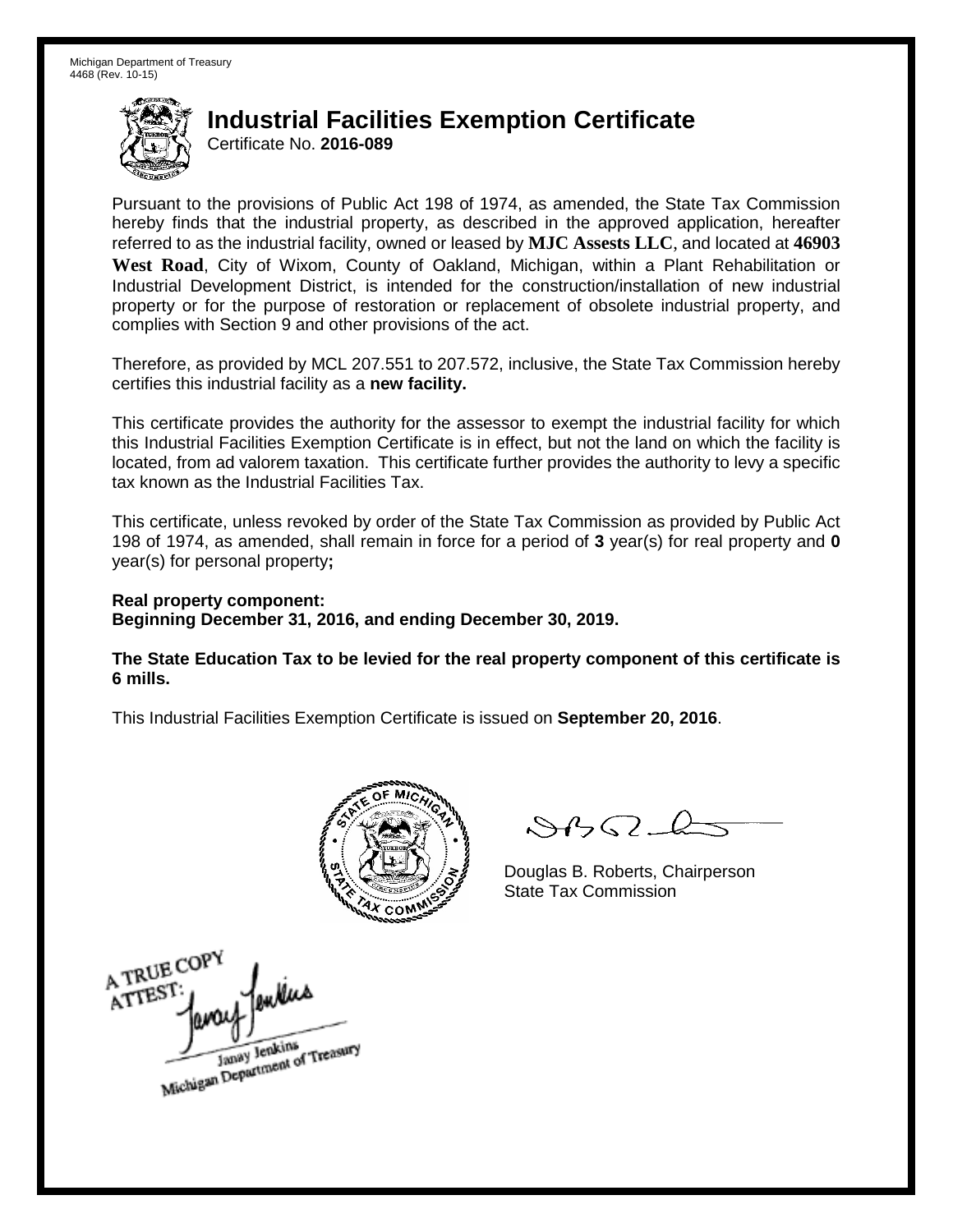Michigan Department of Treasury
4468 (Rev. 10-15)

# Industrial Facilities Exemption Certificate

Certificate No. **2016-089**

Pursuant to the provisions of Public Act 198 of 1974, as amended, the State Tax Commission hereby finds that the industrial property, as described in the approved application, hereafter referred to as the industrial facility, owned or leased by **MJC Assests LLC**, and located at **46903 West Road**, City of Wixom, County of Oakland, Michigan, within a Plant Rehabilitation or Industrial Development District, is intended for the construction/installation of new industrial property or for the purpose of restoration or replacement of obsolete industrial property, and complies with Section 9 and other provisions of the act.

Therefore, as provided by MCL 207.551 to 207.572, inclusive, the State Tax Commission hereby certifies this industrial facility as a **new facility.**

This certificate provides the authority for the assessor to exempt the industrial facility for which this Industrial Facilities Exemption Certificate is in effect, but not the land on which the facility is located, from ad valorem taxation. This certificate further provides the authority to levy a specific tax known as the Industrial Facilities Tax.

This certificate, unless revoked by order of the State Tax Commission as provided by Public Act 198 of 1974, as amended, shall remain in force for a period of **3** year(s) for real property and **0** year(s) for personal property**;**

**Real property component:**
**Beginning December 31, 2016, and ending December 30, 2019.**

**The State Education Tax to be levied for the real property component of this certificate is 6 mills.**

This Industrial Facilities Exemption Certificate is issued on **September 20, 2016**.

Douglas B. Roberts, Chairperson
State Tax Commission

A TRUE COPY
ATTEST:
Janay Jenkins
Michigan Department of Treasury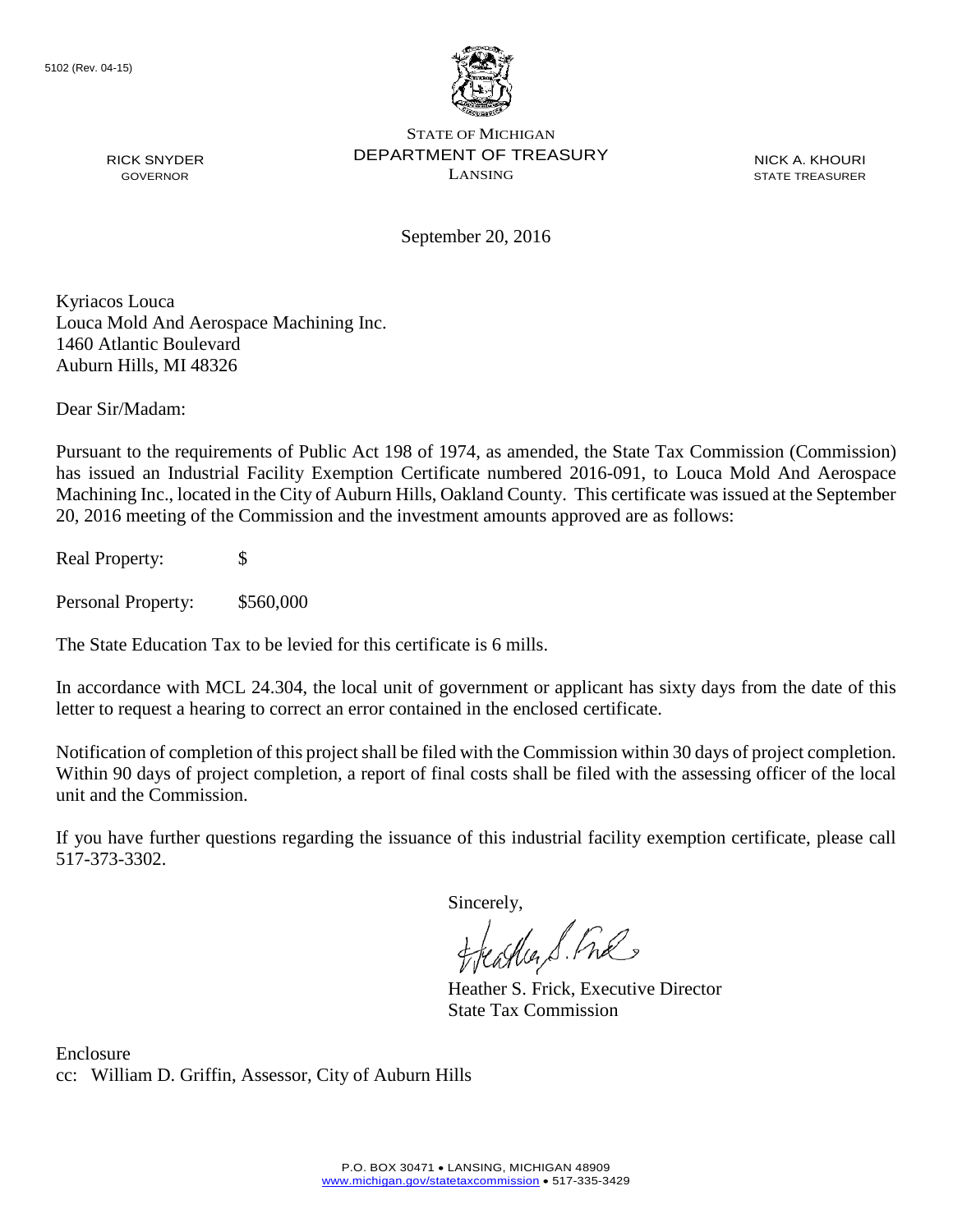5102 (Rev. 04-15)

STATE OF MICHIGAN
DEPARTMENT OF TREASURY
LANSING

RICK SNYDER
GOVERNOR

NICK A. KHOURI
STATE TREASURER

September 20, 2016

Kyriacos Louca
Louca Mold And Aerospace Machining Inc.
1460 Atlantic Boulevard
Auburn Hills, MI 48326

Dear Sir/Madam:

Pursuant to the requirements of Public Act 198 of 1974, as amended, the State Tax Commission (Commission) has issued an Industrial Facility Exemption Certificate numbered 2016-091, to Louca Mold And Aerospace Machining Inc., located in the City of Auburn Hills, Oakland County. This certificate was issued at the September 20, 2016 meeting of the Commission and the investment amounts approved are as follows:

Real Property: $

Personal Property: $560,000

The State Education Tax to be levied for this certificate is 6 mills.

In accordance with MCL 24.304, the local unit of government or applicant has sixty days from the date of this letter to request a hearing to correct an error contained in the enclosed certificate.

Notification of completion of this project shall be filed with the Commission within 30 days of project completion. Within 90 days of project completion, a report of final costs shall be filed with the assessing officer of the local unit and the Commission.

If you have further questions regarding the issuance of this industrial facility exemption certificate, please call 517-373-3302.

Sincerely,

Heather S. Frick, Executive Director
State Tax Commission

Enclosure
cc: William D. Griffin, Assessor, City of Auburn Hills

P.O. BOX 30471 • LANSING, MICHIGAN 48909
www.michigan.gov/statetaxcommission • 517-335-3429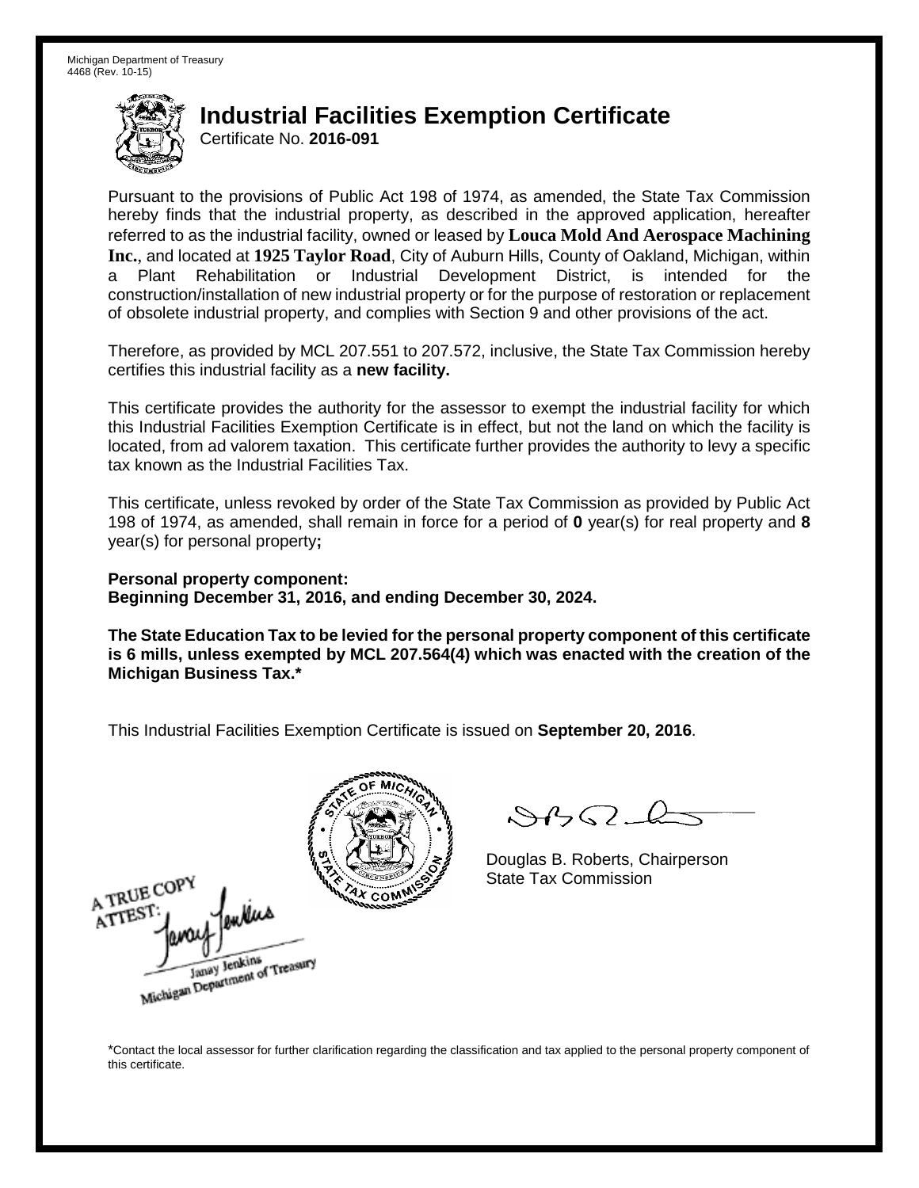Michigan Department of Treasury
4468 (Rev. 10-15)

# Industrial Facilities Exemption Certificate

Certificate No. **2016-091**

Pursuant to the provisions of Public Act 198 of 1974, as amended, the State Tax Commission hereby finds that the industrial property, as described in the approved application, hereafter referred to as the industrial facility, owned or leased by **Louca Mold And Aerospace Machining Inc.**, and located at **1925 Taylor Road**, City of Auburn Hills, County of Oakland, Michigan, within a Plant Rehabilitation or Industrial Development District, is intended for the construction/installation of new industrial property or for the purpose of restoration or replacement of obsolete industrial property, and complies with Section 9 and other provisions of the act.

Therefore, as provided by MCL 207.551 to 207.572, inclusive, the State Tax Commission hereby certifies this industrial facility as a **new facility.**

This certificate provides the authority for the assessor to exempt the industrial facility for which this Industrial Facilities Exemption Certificate is in effect, but not the land on which the facility is located, from ad valorem taxation. This certificate further provides the authority to levy a specific tax known as the Industrial Facilities Tax.

This certificate, unless revoked by order of the State Tax Commission as provided by Public Act 198 of 1974, as amended, shall remain in force for a period of **0** year(s) for real property and **8** year(s) for personal property**;**

**Personal property component:**
**Beginning December 31, 2016, and ending December 30, 2024.**

**The State Education Tax to be levied for the personal property component of this certificate is 6 mills, unless exempted by MCL 207.564(4) which was enacted with the creation of the Michigan Business Tax.***

This Industrial Facilities Exemption Certificate is issued on **September 20, 2016**.

Douglas B. Roberts, Chairperson
State Tax Commission

A TRUE COPY
ATTEST:
Janay Jenkins
Michigan Department of Treasury

*Contact the local assessor for further clarification regarding the classification and tax applied to the personal property component of this certificate.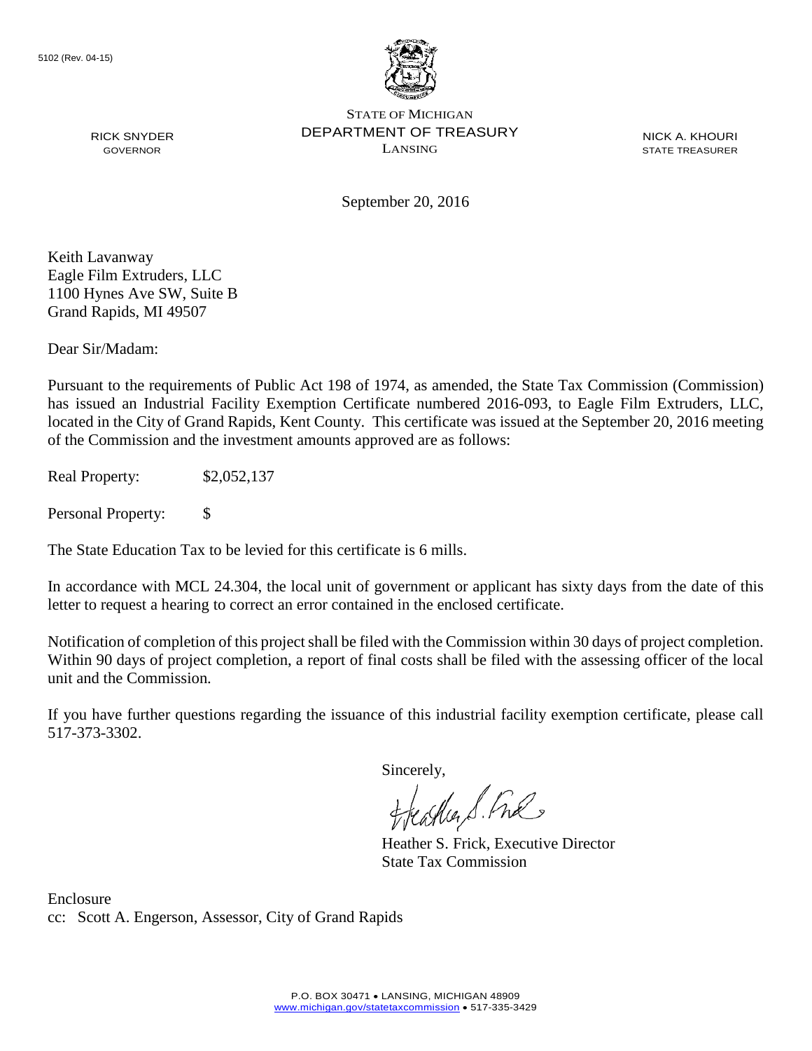5102 (Rev. 04-15)

STATE OF MICHIGAN
DEPARTMENT OF TREASURY
LANSING

RICK SNYDER
GOVERNOR

NICK A. KHOURI
STATE TREASURER

September 20, 2016

Keith Lavanway
Eagle Film Extruders, LLC
1100 Hynes Ave SW, Suite B
Grand Rapids, MI 49507

Dear Sir/Madam:

Pursuant to the requirements of Public Act 198 of 1974, as amended, the State Tax Commission (Commission) has issued an Industrial Facility Exemption Certificate numbered 2016-093, to Eagle Film Extruders, LLC, located in the City of Grand Rapids, Kent County. This certificate was issued at the September 20, 2016 meeting of the Commission and the investment amounts approved are as follows:

Real Property: $2,052,137

Personal Property: $

The State Education Tax to be levied for this certificate is 6 mills.

In accordance with MCL 24.304, the local unit of government or applicant has sixty days from the date of this letter to request a hearing to correct an error contained in the enclosed certificate.

Notification of completion of this project shall be filed with the Commission within 30 days of project completion. Within 90 days of project completion, a report of final costs shall be filed with the assessing officer of the local unit and the Commission.

If you have further questions regarding the issuance of this industrial facility exemption certificate, please call 517-373-3302.

Sincerely,

Heather S. Frick, Executive Director
State Tax Commission

Enclosure
cc: Scott A. Engerson, Assessor, City of Grand Rapids

P.O. BOX 30471 • LANSING, MICHIGAN 48909
www.michigan.gov/statetaxcommission • 517-335-3429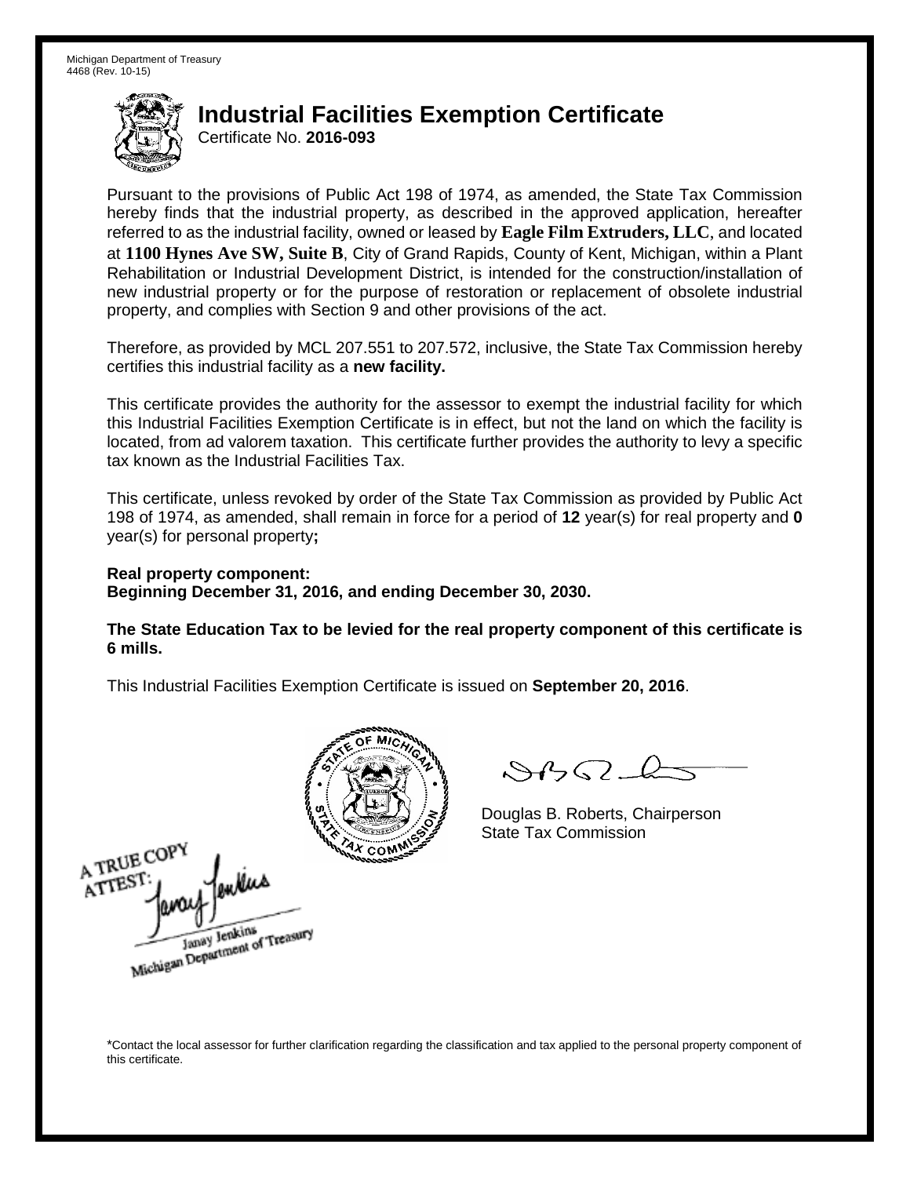Michigan Department of Treasury
4468 (Rev. 10-15)

# Industrial Facilities Exemption Certificate

Certificate No. **2016-093**

Pursuant to the provisions of Public Act 198 of 1974, as amended, the State Tax Commission hereby finds that the industrial property, as described in the approved application, hereafter referred to as the industrial facility, owned or leased by **Eagle Film Extruders, LLC**, and located at **1100 Hynes Ave SW, Suite B**, City of Grand Rapids, County of Kent, Michigan, within a Plant Rehabilitation or Industrial Development District, is intended for the construction/installation of new industrial property or for the purpose of restoration or replacement of obsolete industrial property, and complies with Section 9 and other provisions of the act.

Therefore, as provided by MCL 207.551 to 207.572, inclusive, the State Tax Commission hereby certifies this industrial facility as a **new facility.**

This certificate provides the authority for the assessor to exempt the industrial facility for which this Industrial Facilities Exemption Certificate is in effect, but not the land on which the facility is located, from ad valorem taxation. This certificate further provides the authority to levy a specific tax known as the Industrial Facilities Tax.

This certificate, unless revoked by order of the State Tax Commission as provided by Public Act 198 of 1974, as amended, shall remain in force for a period of **12** year(s) for real property and **0** year(s) for personal property**;**

**Real property component:**
**Beginning December 31, 2016, and ending December 30, 2030.**

**The State Education Tax to be levied for the real property component of this certificate is 6 mills.**

This Industrial Facilities Exemption Certificate is issued on **September 20, 2016**.

Douglas B. Roberts, Chairperson
State Tax Commission

A TRUE COPY
ATTEST:
Janay Jenkins
Michigan Department of Treasury

*Contact the local assessor for further clarification regarding the classification and tax applied to the personal property component of this certificate.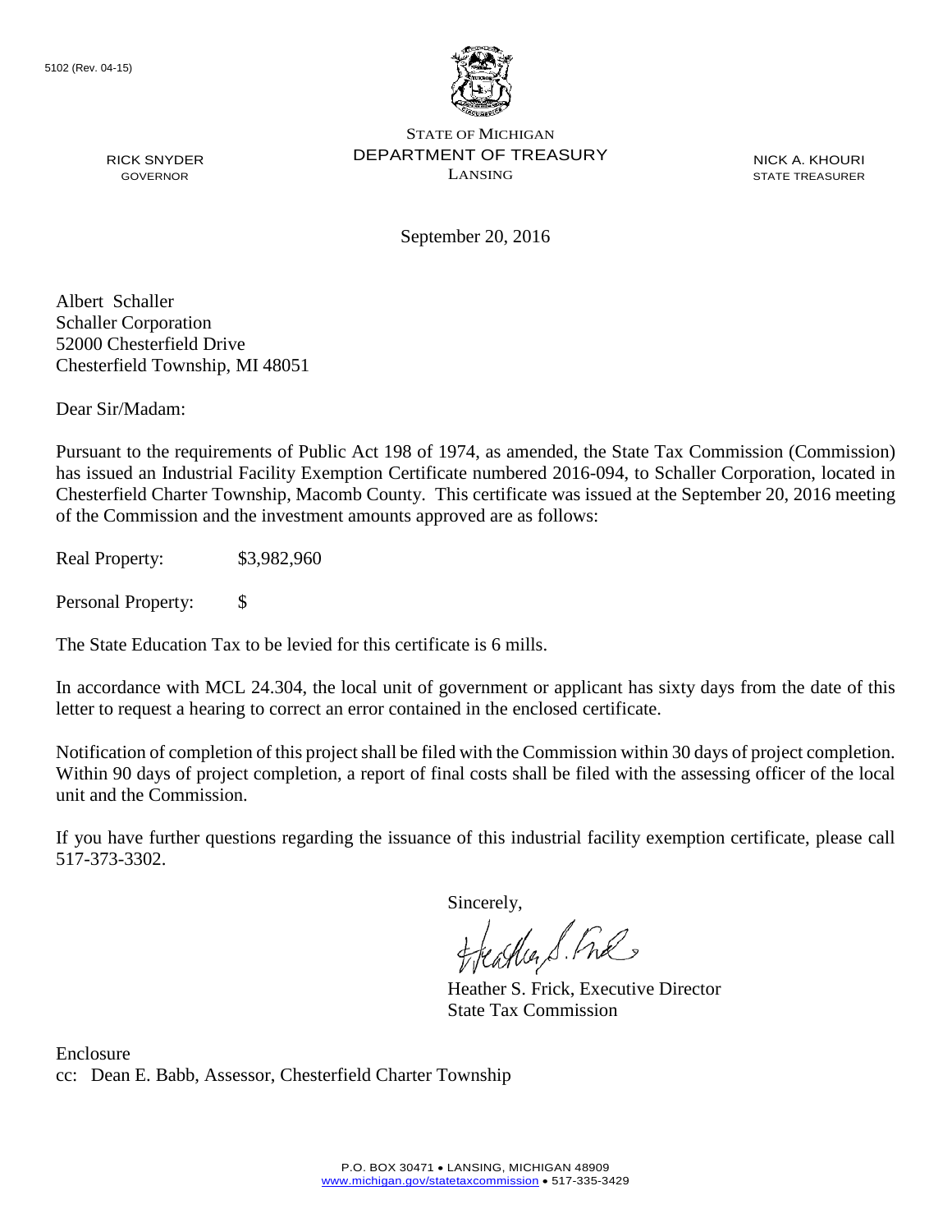5102 (Rev. 04-15)

STATE OF MICHIGAN
DEPARTMENT OF TREASURY
LANSING

RICK SNYDER
GOVERNOR

NICK A. KHOURI
STATE TREASURER

September 20, 2016

Albert Schaller
Schaller Corporation
52000 Chesterfield Drive
Chesterfield Township, MI 48051

Dear Sir/Madam:

Pursuant to the requirements of Public Act 198 of 1974, as amended, the State Tax Commission (Commission) has issued an Industrial Facility Exemption Certificate numbered 2016-094, to Schaller Corporation, located in Chesterfield Charter Township, Macomb County. This certificate was issued at the September 20, 2016 meeting of the Commission and the investment amounts approved are as follows:

Real Property: $3,982,960

Personal Property: $

The State Education Tax to be levied for this certificate is 6 mills.

In accordance with MCL 24.304, the local unit of government or applicant has sixty days from the date of this letter to request a hearing to correct an error contained in the enclosed certificate.

Notification of completion of this project shall be filed with the Commission within 30 days of project completion. Within 90 days of project completion, a report of final costs shall be filed with the assessing officer of the local unit and the Commission.

If you have further questions regarding the issuance of this industrial facility exemption certificate, please call 517-373-3302.

Sincerely,

Heather S. Frick, Executive Director
State Tax Commission

Enclosure
cc: Dean E. Babb, Assessor, Chesterfield Charter Township

P.O. BOX 30471 • LANSING, MICHIGAN 48909
www.michigan.gov/statetaxcommission • 517-335-3429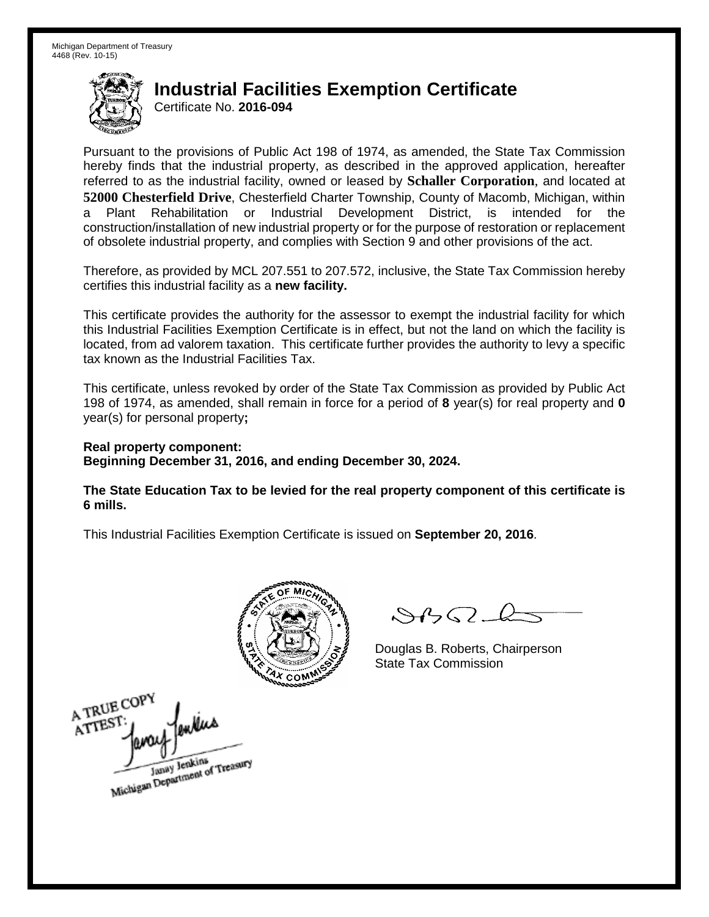Michigan Department of Treasury
4468 (Rev. 10-15)

# Industrial Facilities Exemption Certificate

Certificate No. **2016-094**

Pursuant to the provisions of Public Act 198 of 1974, as amended, the State Tax Commission hereby finds that the industrial property, as described in the approved application, hereafter referred to as the industrial facility, owned or leased by **Schaller Corporation**, and located at **52000 Chesterfield Drive**, Chesterfield Charter Township, County of Macomb, Michigan, within a Plant Rehabilitation or Industrial Development District, is intended for the construction/installation of new industrial property or for the purpose of restoration or replacement of obsolete industrial property, and complies with Section 9 and other provisions of the act.

Therefore, as provided by MCL 207.551 to 207.572, inclusive, the State Tax Commission hereby certifies this industrial facility as a **new facility.**

This certificate provides the authority for the assessor to exempt the industrial facility for which this Industrial Facilities Exemption Certificate is in effect, but not the land on which the facility is located, from ad valorem taxation. This certificate further provides the authority to levy a specific tax known as the Industrial Facilities Tax.

This certificate, unless revoked by order of the State Tax Commission as provided by Public Act 198 of 1974, as amended, shall remain in force for a period of **8** year(s) for real property and **0** year(s) for personal property**;**

**Real property component:**
**Beginning December 31, 2016, and ending December 30, 2024.**

**The State Education Tax to be levied for the real property component of this certificate is 6 mills.**

This Industrial Facilities Exemption Certificate is issued on **September 20, 2016**.

Douglas B. Roberts, Chairperson
State Tax Commission

A TRUE COPY
ATTEST:
Janay Jenkins
Michigan Department of Treasury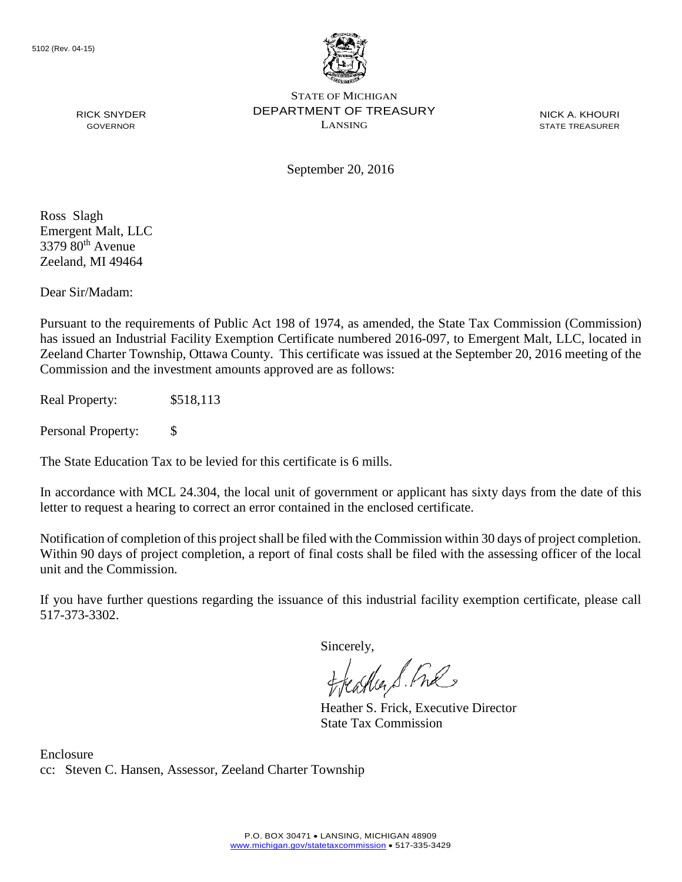5102 (Rev. 04-15)

STATE OF MICHIGAN
DEPARTMENT OF TREASURY
LANSING

RICK SNYDER
GOVERNOR

NICK A. KHOURI
STATE TREASURER

September 20, 2016

Ross Slagh
Emergent Malt, LLC
3379 80th Avenue
Zeeland, MI 49464

Dear Sir/Madam:

Pursuant to the requirements of Public Act 198 of 1974, as amended, the State Tax Commission (Commission) has issued an Industrial Facility Exemption Certificate numbered 2016-097, to Emergent Malt, LLC, located in Zeeland Charter Township, Ottawa County. This certificate was issued at the September 20, 2016 meeting of the Commission and the investment amounts approved are as follows:

Real Property: $518,113

Personal Property: $

The State Education Tax to be levied for this certificate is 6 mills.

In accordance with MCL 24.304, the local unit of government or applicant has sixty days from the date of this letter to request a hearing to correct an error contained in the enclosed certificate.

Notification of completion of this project shall be filed with the Commission within 30 days of project completion. Within 90 days of project completion, a report of final costs shall be filed with the assessing officer of the local unit and the Commission.

If you have further questions regarding the issuance of this industrial facility exemption certificate, please call 517-373-3302.

Sincerely,

Heather S. Frick, Executive Director
State Tax Commission

Enclosure
cc: Steven C. Hansen, Assessor, Zeeland Charter Township

P.O. BOX 30471 • LANSING, MICHIGAN 48909
www.michigan.gov/statetaxcommission • 517-335-3429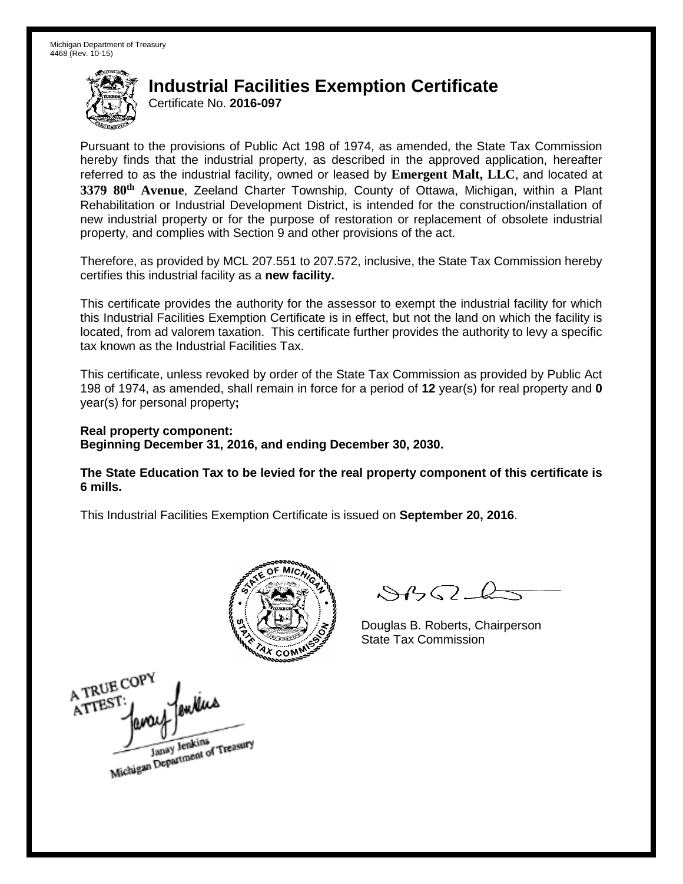Michigan Department of Treasury
4468 (Rev. 10-15)

# Industrial Facilities Exemption Certificate

Certificate No. **2016-097**

Pursuant to the provisions of Public Act 198 of 1974, as amended, the State Tax Commission hereby finds that the industrial property, as described in the approved application, hereafter referred to as the industrial facility, owned or leased by **Emergent Malt, LLC**, and located at **3379 80th Avenue**, Zeeland Charter Township, County of Ottawa, Michigan, within a Plant Rehabilitation or Industrial Development District, is intended for the construction/installation of new industrial property or for the purpose of restoration or replacement of obsolete industrial property, and complies with Section 9 and other provisions of the act.

Therefore, as provided by MCL 207.551 to 207.572, inclusive, the State Tax Commission hereby certifies this industrial facility as a **new facility.**

This certificate provides the authority for the assessor to exempt the industrial facility for which this Industrial Facilities Exemption Certificate is in effect, but not the land on which the facility is located, from ad valorem taxation. This certificate further provides the authority to levy a specific tax known as the Industrial Facilities Tax.

This certificate, unless revoked by order of the State Tax Commission as provided by Public Act 198 of 1974, as amended, shall remain in force for a period of **12** year(s) for real property and **0** year(s) for personal property**;**

**Real property component:**
**Beginning December 31, 2016, and ending December 30, 2030.**

**The State Education Tax to be levied for the real property component of this certificate is 6 mills.**

This Industrial Facilities Exemption Certificate is issued on **September 20, 2016**.

Douglas B. Roberts, Chairperson
State Tax Commission

A TRUE COPY
ATTEST:
Janay Jenkins
Michigan Department of Treasury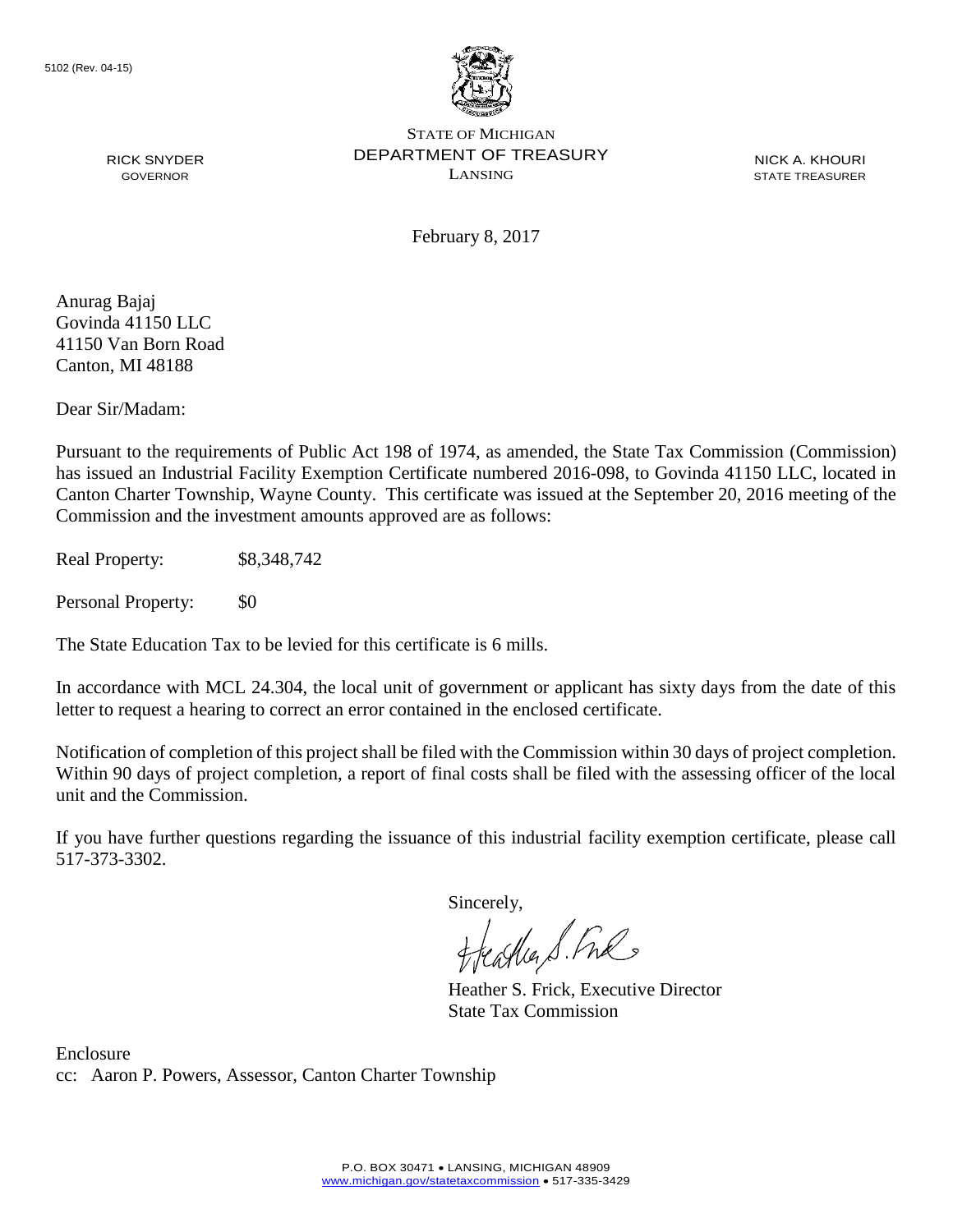5102 (Rev. 04-15)

STATE OF MICHIGAN
DEPARTMENT OF TREASURY
LANSING

RICK SNYDER
GOVERNOR

NICK A. KHOURI
STATE TREASURER

February 8, 2017

Anurag Bajaj
Govinda 41150 LLC
41150 Van Born Road
Canton, MI 48188

Dear Sir/Madam:

Pursuant to the requirements of Public Act 198 of 1974, as amended, the State Tax Commission (Commission) has issued an Industrial Facility Exemption Certificate numbered 2016-098, to Govinda 41150 LLC, located in Canton Charter Township, Wayne County. This certificate was issued at the September 20, 2016 meeting of the Commission and the investment amounts approved are as follows:

Real Property: $8,348,742

Personal Property: $0

The State Education Tax to be levied for this certificate is 6 mills.

In accordance with MCL 24.304, the local unit of government or applicant has sixty days from the date of this letter to request a hearing to correct an error contained in the enclosed certificate.

Notification of completion of this project shall be filed with the Commission within 30 days of project completion. Within 90 days of project completion, a report of final costs shall be filed with the assessing officer of the local unit and the Commission.

If you have further questions regarding the issuance of this industrial facility exemption certificate, please call 517-373-3302.

Sincerely,

Heather S. Frick, Executive Director
State Tax Commission

Enclosure
cc: Aaron P. Powers, Assessor, Canton Charter Township

P.O. BOX 30471 • LANSING, MICHIGAN 48909
www.michigan.gov/statetaxcommission • 517-335-3429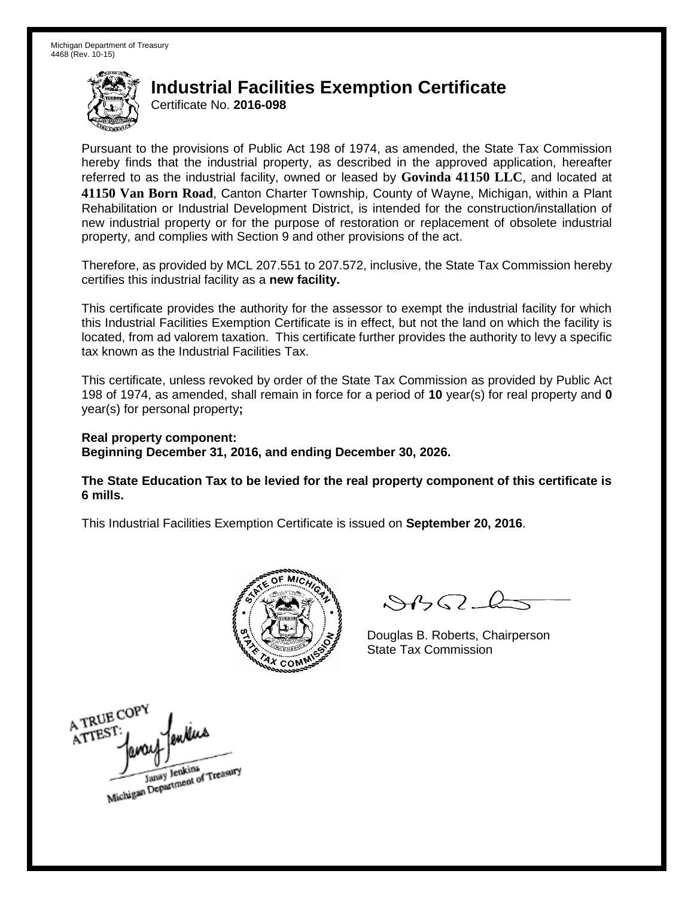Michigan Department of Treasury
4468 (Rev. 10-15)

# Industrial Facilities Exemption Certificate

Certificate No. **2016-098**

Pursuant to the provisions of Public Act 198 of 1974, as amended, the State Tax Commission hereby finds that the industrial property, as described in the approved application, hereafter referred to as the industrial facility, owned or leased by **Govinda 41150 LLC**, and located at **41150 Van Born Road**, Canton Charter Township, County of Wayne, Michigan, within a Plant Rehabilitation or Industrial Development District, is intended for the construction/installation of new industrial property or for the purpose of restoration or replacement of obsolete industrial property, and complies with Section 9 and other provisions of the act.

Therefore, as provided by MCL 207.551 to 207.572, inclusive, the State Tax Commission hereby certifies this industrial facility as a **new facility.**

This certificate provides the authority for the assessor to exempt the industrial facility for which this Industrial Facilities Exemption Certificate is in effect, but not the land on which the facility is located, from ad valorem taxation. This certificate further provides the authority to levy a specific tax known as the Industrial Facilities Tax.

This certificate, unless revoked by order of the State Tax Commission as provided by Public Act 198 of 1974, as amended, shall remain in force for a period of **10** year(s) for real property and **0** year(s) for personal property**;**

**Real property component:**
**Beginning December 31, 2016, and ending December 30, 2026.**

**The State Education Tax to be levied for the real property component of this certificate is 6 mills.**

This Industrial Facilities Exemption Certificate is issued on **September 20, 2016**.

Douglas B. Roberts, Chairperson
State Tax Commission

A TRUE COPY
ATTEST:
Janay Jenkins
Michigan Department of Treasury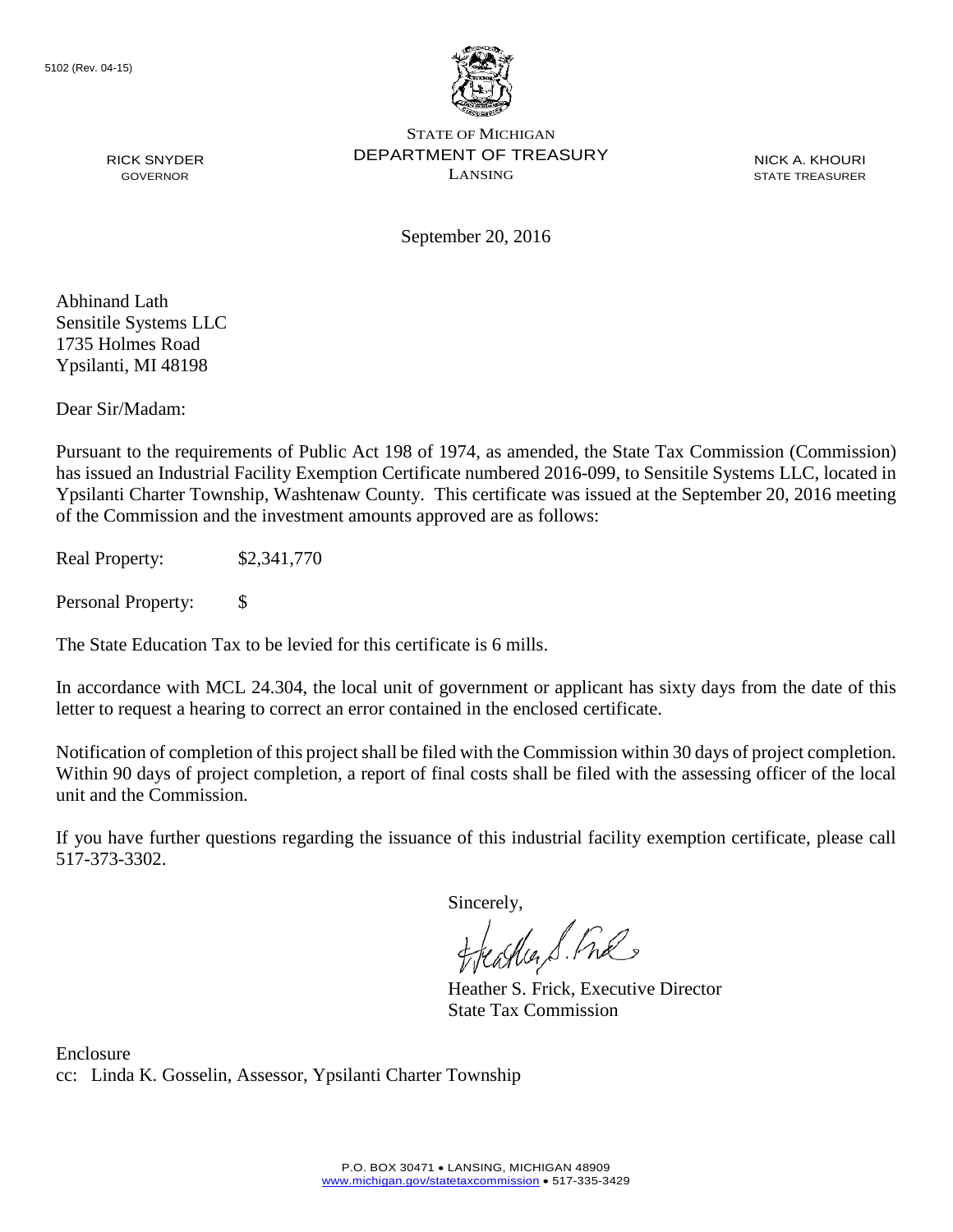5102 (Rev. 04-15)

STATE OF MICHIGAN
DEPARTMENT OF TREASURY
LANSING

RICK SNYDER
GOVERNOR

NICK A. KHOURI
STATE TREASURER

September 20, 2016

Abhinand Lath
Sensitile Systems LLC
1735 Holmes Road
Ypsilanti, MI 48198

Dear Sir/Madam:

Pursuant to the requirements of Public Act 198 of 1974, as amended, the State Tax Commission (Commission) has issued an Industrial Facility Exemption Certificate numbered 2016-099, to Sensitile Systems LLC, located in Ypsilanti Charter Township, Washtenaw County. This certificate was issued at the September 20, 2016 meeting of the Commission and the investment amounts approved are as follows:

Real Property: $2,341,770

Personal Property: $

The State Education Tax to be levied for this certificate is 6 mills.

In accordance with MCL 24.304, the local unit of government or applicant has sixty days from the date of this letter to request a hearing to correct an error contained in the enclosed certificate.

Notification of completion of this project shall be filed with the Commission within 30 days of project completion. Within 90 days of project completion, a report of final costs shall be filed with the assessing officer of the local unit and the Commission.

If you have further questions regarding the issuance of this industrial facility exemption certificate, please call 517-373-3302.

Sincerely,

Heather S. Frick, Executive Director
State Tax Commission

Enclosure
cc: Linda K. Gosselin, Assessor, Ypsilanti Charter Township

P.O. BOX 30471 • LANSING, MICHIGAN 48909
www.michigan.gov/statetaxcommission • 517-335-3429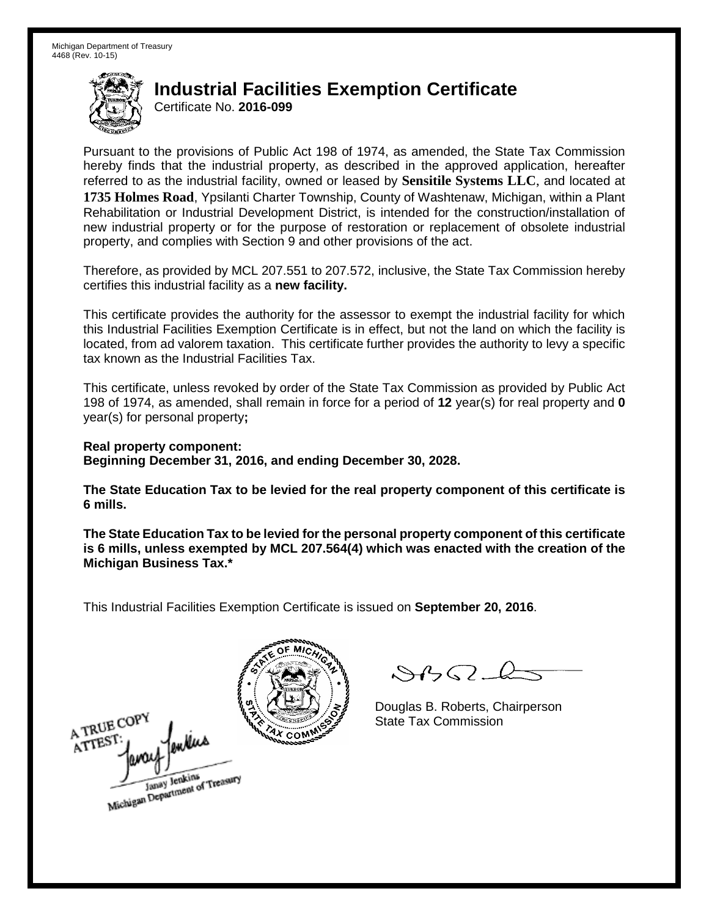Michigan Department of Treasury
4468 (Rev. 10-15)

# Industrial Facilities Exemption Certificate

Certificate No. **2016-099**

Pursuant to the provisions of Public Act 198 of 1974, as amended, the State Tax Commission hereby finds that the industrial property, as described in the approved application, hereafter referred to as the industrial facility, owned or leased by **Sensitile Systems LLC**, and located at **1735 Holmes Road**, Ypsilanti Charter Township, County of Washtenaw, Michigan, within a Plant Rehabilitation or Industrial Development District, is intended for the construction/installation of new industrial property or for the purpose of restoration or replacement of obsolete industrial property, and complies with Section 9 and other provisions of the act.

Therefore, as provided by MCL 207.551 to 207.572, inclusive, the State Tax Commission hereby certifies this industrial facility as a **new facility.**

This certificate provides the authority for the assessor to exempt the industrial facility for which this Industrial Facilities Exemption Certificate is in effect, but not the land on which the facility is located, from ad valorem taxation. This certificate further provides the authority to levy a specific tax known as the Industrial Facilities Tax.

This certificate, unless revoked by order of the State Tax Commission as provided by Public Act 198 of 1974, as amended, shall remain in force for a period of **12** year(s) for real property and **0** year(s) for personal property**;**

**Real property component:**
**Beginning December 31, 2016, and ending December 30, 2028.**

**The State Education Tax to be levied for the real property component of this certificate is 6 mills.**

**The State Education Tax to be levied for the personal property component of this certificate is 6 mills, unless exempted by MCL 207.564(4) which was enacted with the creation of the Michigan Business Tax.***

This Industrial Facilities Exemption Certificate is issued on **September 20, 2016**.

A TRUE COPY
ATTEST:
Janay Jenkins
Michigan Department of Treasury

Douglas B. Roberts, Chairperson
State Tax Commission